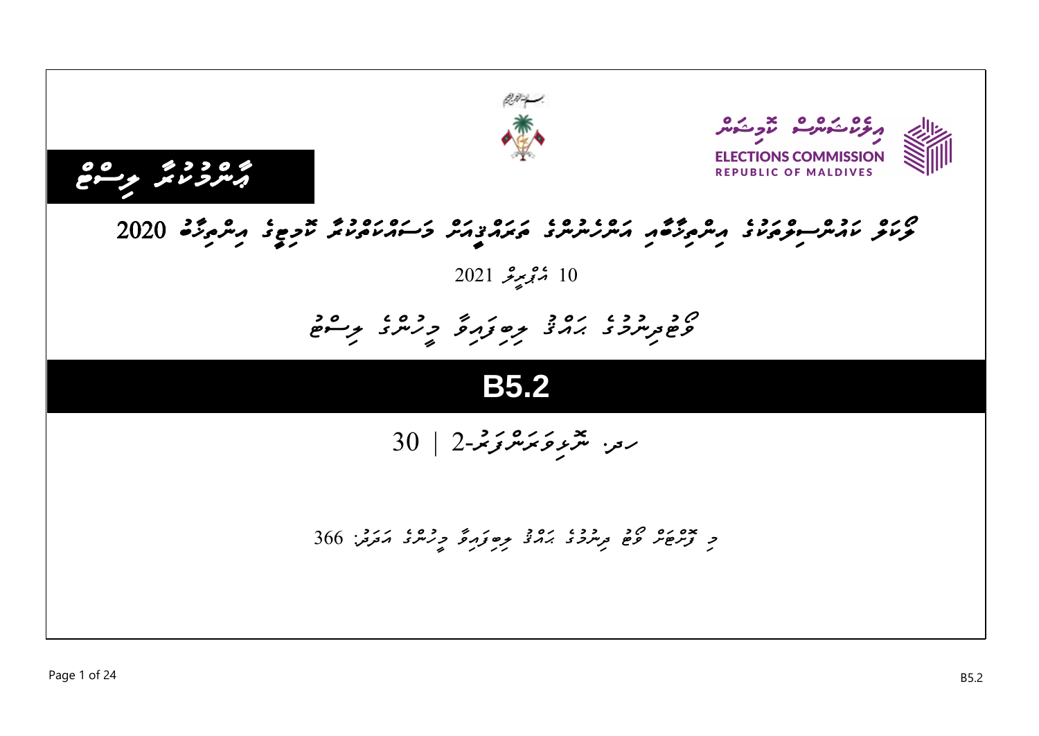ELECTIONS COMMISSION
REPUBLIC OF MALDIVES

އިންތިޚާބުކޮމިޝަން

އާންމުކުރާ ލިސްޓު

# ލޯކަލް ކައުންސިލްތަކުގެ އިންތިޚާބާއި އަންހެނުންގެ ތަރައްޤީއަށް މަސައްކަތްކުރާ ކޮމިޓީގެ އިންތިޚާބު 2020

10 އޭޕްރިލް 2021

ވޯޓުދިނުމުގެ ޙައްޤު ލިބިފައިވާ މީހުންގެ ލިސްޓު

# B5.2

ހދ. ނޮޅިވަރަންފަރު-2 | 30

މި ފޯންޓަން ވޯޓު ދިނުމުގެ ޙައްޤު ލިބިފައިވާ މީހުންގެ އަދަދު: 366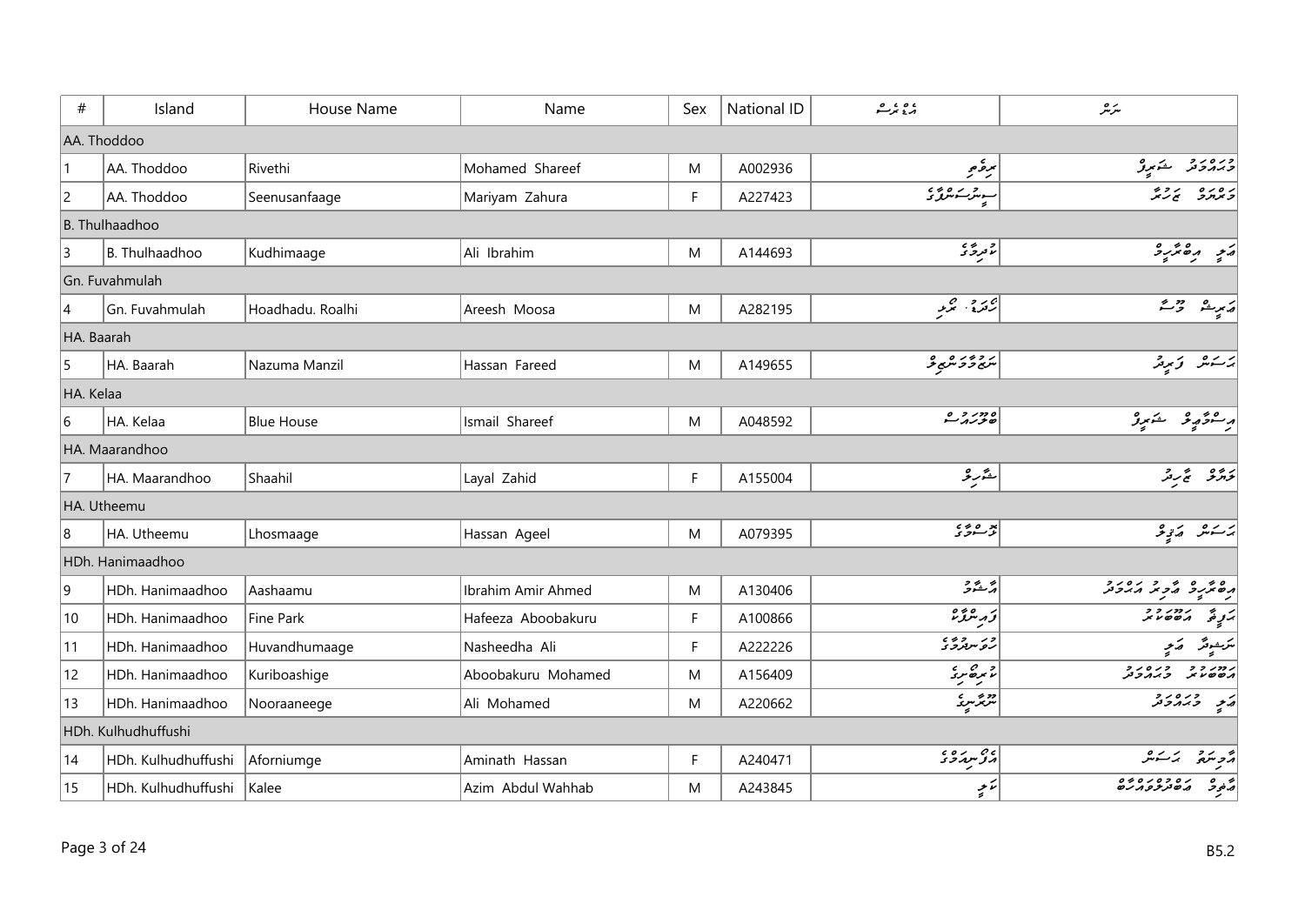| # | Island | House Name | Name | Sex | National ID | ގެއްގެ ނަން | ނަން |
|---|---|---|---|---|---|---|---|
| AA. Thoddoo | | | | | | | |
| 1 | AA. Thoddoo | Rivethi | Mohamed Shareef | M | A002936 | ރިވެތި | މުޙައްމަދު ޝަރީފް |
| 2 | AA. Thoddoo | Seenusanfaage | Mariyam Zahura | F | A227423 | ސީނުސަންފާގެ | މަރިޔަމް ޒަހުރާ |
| B. Thulhaadhoo | | | | | | | |
| 3 | B. Thulhaadhoo | Kudhimaage | Ali Ibrahim | M | A144693 | ކުދިމާގެ | އަލި އިބްރާހީމް |
| Gn. Fuvahmulah | | | | | | | |
| 4 | Gn. Fuvahmulah | Hoadhadu. Roalhi | Areesh Moosa | M | A282195 | ހޯދަދު. ރޯޅި | އަރީޝް މޫސާ |
| HA. Baarah | | | | | | | |
| 5 | HA. Baarah | Nazuma Manzil | Hassan Fareed | M | A149655 | ނަޒުމާމަންޒިލް | ހަސަން ފަރީދު |
| HA. Kelaa | | | | | | | |
| 6 | HA. Kelaa | Blue House | Ismail Shareef | M | A048592 | ބްލޫހައުސް | އިސްމާޢީލް ޝަރީފް |
| HA. Maarandhoo | | | | | | | |
| 7 | HA. Maarandhoo | Shaahil | Layal Zahid | F | A155004 | ށާހިލް | ލަޔަލް ޒާހިދު |
| HA. Utheemu | | | | | | | |
| 8 | HA. Utheemu | Lhosmaage | Hassan Ageel | M | A079395 | ޅޮސްމާގެ | ހަސަން އަޤީލް |
| HDh. Hanimaadhoo | | | | | | | |
| 9 | HDh. Hanimaadhoo | Aashaamu | Ibrahim Amir Ahmed | M | A130406 | އާޝާމު | އިބްރާހީމް އާމިރު އަހުމަދު |
| 10 | HDh. Hanimaadhoo | Fine Park | Hafeeza Aboobakuru | F | A100866 | ފައިންޕާކް | ހަފީޒާ އަބޫބަކުރު |
| 11 | HDh. Hanimaadhoo | Huvandhumaage | Nasheedha Ali | F | A222226 | ހުވަނދުމާގެ | ނަޝީދާ އަލި |
| 12 | HDh. Hanimaadhoo | Kuriboashige | Aboobakuru Mohamed | M | A156409 | ކުރިބޯށިގެ | އަބޫބަކުރު މުޙައްމަދު |
| 13 | HDh. Hanimaadhoo | Nooraaneege | Ali Mohamed | M | A220662 | ނޫރާނީގެ | އަލި މުޙައްމަދު |
| HDh. Kulhudhuffushi | | | | | | | |
| 14 | HDh. Kulhudhuffushi | Aforniumge | Aminath Hassan | F | A240471 | އެފޯނިއަމްގެ | އާމިނަތު ހަސަން |
| 15 | HDh. Kulhudhuffushi | Kalee | Azim Abdul Wahhab | M | A243845 | ކަލީ | އާޒިމް އަބްދުލްވައްހާބު |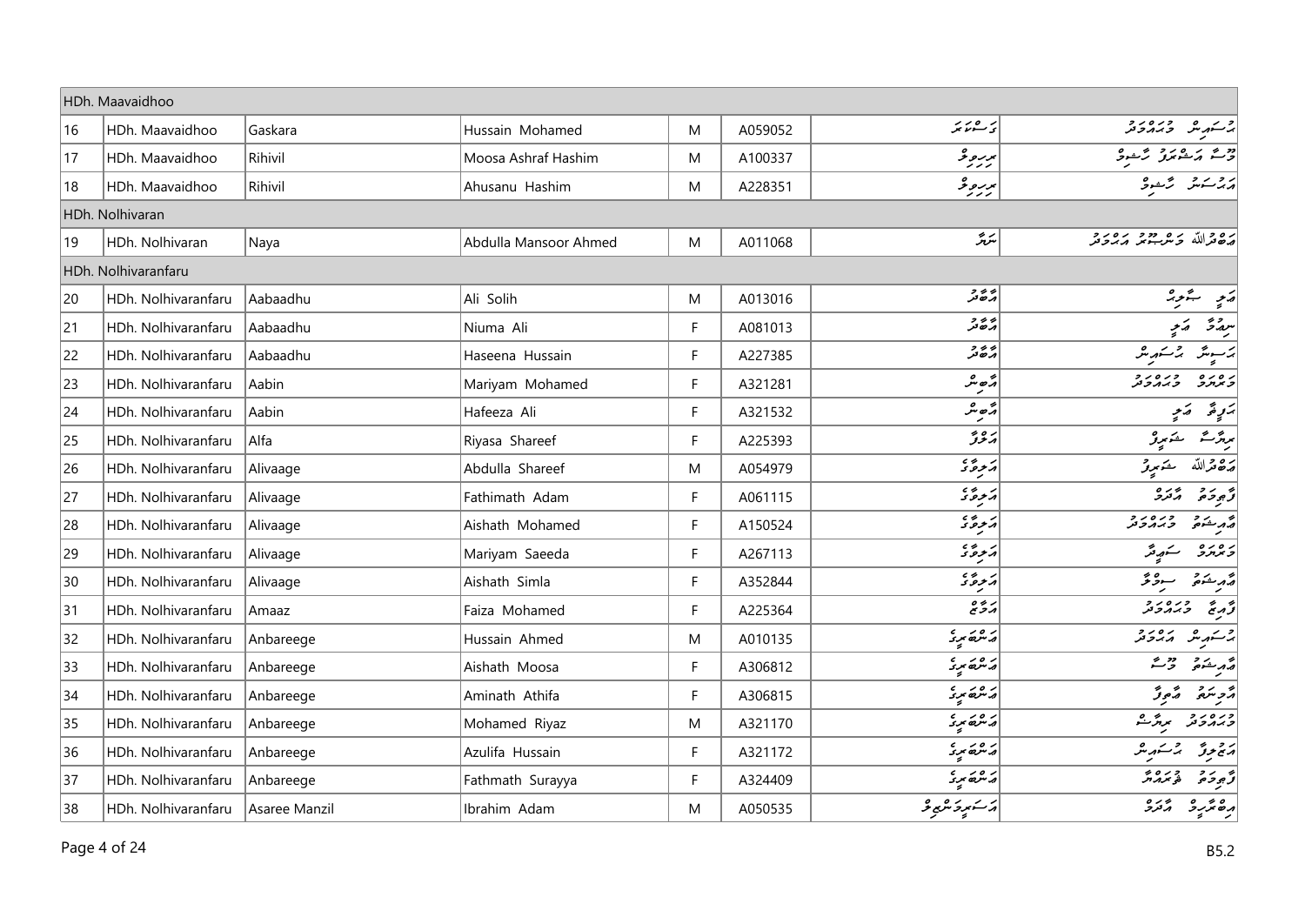| | | | | | | | |
|---|---|---|---|---|---|---|---|
| HDh. Maavaidhoo | | | | | | | |
| 16 | HDh. Maavaidhoo | Gaskara | Hussain Mohamed | M | A059052 | ގަސްކަރަ | ހުސައިން މުހައްމަދު |
| 17 | HDh. Maavaidhoo | Rihivil | Moosa Ashraf Hashim | M | A100337 | ރިހިވިލް | މޫސާ އަޝްރަފް ހާޝިމް |
| 18 | HDh. Maavaidhoo | Rihivil | Ahusanu Hashim | M | A228351 | ރިހިވިލް | އަހުސަނު ހާޝިމް |
| HDh. Nolhivaran | | | | | | | |
| 19 | HDh. Nolhivaran | Naya | Abdulla Mansoor Ahmed | M | A011068 | ނަޔާ | އަބްދުﷲ މަންސޫރު އަހުމަދު |
| HDh. Nolhivaranfaru | | | | | | | |
| 20 | HDh. Nolhivaranfaru | Aabaadhu | Ali Solih | M | A013016 | އާބާދު | އަލި ސާލިހު |
| 21 | HDh. Nolhivaranfaru | Aabaadhu | Niuma Ali | F | A081013 | އާބާދު | ނިއުމާ އަލި |
| 22 | HDh. Nolhivaranfaru | Aabaadhu | Haseena Hussain | F | A227385 | އާބާދު | ހަސީނާ ހުސައިން |
| 23 | HDh. Nolhivaranfaru | Aabin | Mariyam Mohamed | F | A321281 | އާބިން | މަރިޔަމް މުހައްމަދު |
| 24 | HDh. Nolhivaranfaru | Aabin | Hafeeza Ali | F | A321532 | އާބިން | ހަފީޒާ އަލި |
| 25 | HDh. Nolhivaranfaru | Alfa | Riyasa Shareef | F | A225393 | އަލްފާ | ރިޔާސާ ޝަރީފް |
| 26 | HDh. Nolhivaranfaru | Alivaage | Abdulla Shareef | M | A054979 | އަލިވާގެ | އަބްދުﷲ ޝަރީފް |
| 27 | HDh. Nolhivaranfaru | Alivaage | Fathimath Adam | F | A061115 | އަލިވާގެ | ފާތިމަތު އާދަމް |
| 28 | HDh. Nolhivaranfaru | Alivaage | Aishath Mohamed | F | A150524 | އަލިވާގެ | އާއިޝަތު މުހައްމަދު |
| 29 | HDh. Nolhivaranfaru | Alivaage | Mariyam Saeeda | F | A267113 | އަލިވާގެ | މަރިޔަމް ސައީދާ |
| 30 | HDh. Nolhivaranfaru | Alivaage | Aishath Simla | F | A352844 | އަލިވާގެ | އާއިޝަތު ސިމްލާ |
| 31 | HDh. Nolhivaranfaru | Amaaz | Faiza Mohamed | F | A225364 | އަމާޒް | ފާއިޒާ މުހައްމަދު |
| 32 | HDh. Nolhivaranfaru | Anbareege | Hussain Ahmed | M | A010135 | އަންބަރީގެ | ހުސައިން އަހުމަދު |
| 33 | HDh. Nolhivaranfaru | Anbareege | Aishath Moosa | F | A306812 | އަންބަރީގެ | އާއިޝަތު މޫސާ |
| 34 | HDh. Nolhivaranfaru | Anbareege | Aminath Athifa | F | A306815 | އަންބަރީގެ | އާމިނަތު އާތިފާ |
| 35 | HDh. Nolhivaranfaru | Anbareege | Mohamed Riyaz | M | A321170 | އަންބަރީގެ | މުހައްމަދު ރިޔާޒް |
| 36 | HDh. Nolhivaranfaru | Anbareege | Azulifa Hussain | F | A321172 | އަންބަރީގެ | އަޒުލިފާ ހުސައިން |
| 37 | HDh. Nolhivaranfaru | Anbareege | Fathmath Surayya | F | A324409 | އަންބަރީގެ | ފާތުމަތު ޘުރައްޔާ |
| 38 | HDh. Nolhivaranfaru | Asaree Manzil | Ibrahim Adam | M | A050535 | އަސަރީމަންޒިލް | އިބްރާހީމް އާދަމް |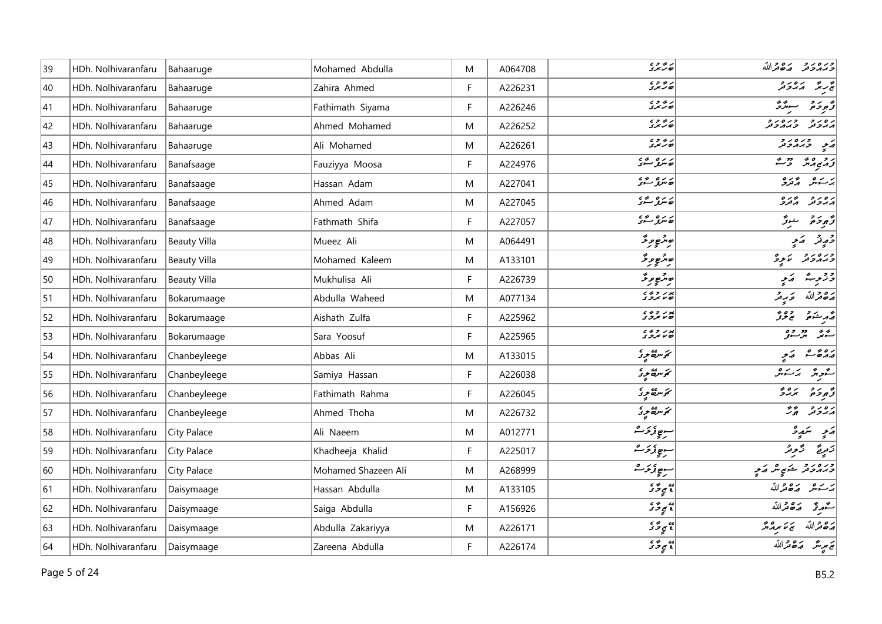| 39 | HDh. Nolhivaranfaru | Bahaaruge | Mohamed Abdulla | M | A064708 | ބަހާރުގެ | މުހައްމަދު އަބްދުﷲ |
|---|---|---|---|---|---|---|---|
| 40 | HDh. Nolhivaranfaru | Bahaaruge | Zahira Ahmed | F | A226231 | ބަހާރުގެ | ޒާހިރާ އަހްމަދު |
| 41 | HDh. Nolhivaranfaru | Bahaaruge | Fathimath Siyama | F | A226246 | ބަހާރުގެ | ފާތިމަތު ސިޔާމާ |
| 42 | HDh. Nolhivaranfaru | Bahaaruge | Ahmed Mohamed | M | A226252 | ބަހާރުގެ | އަހްމަދު މުހައްމަދު |
| 43 | HDh. Nolhivaranfaru | Bahaaruge | Ali Mohamed | M | A226261 | ބަހާރުގެ | އަލި މުހައްމަދު |
| 44 | HDh. Nolhivaranfaru | Banafsaage | Fauziyya Moosa | F | A224976 | ބަނަފްސާގެ | ފައުޒިއްޔާ މޫސާ |
| 45 | HDh. Nolhivaranfaru | Banafsaage | Hassan Adam | M | A227041 | ބަނަފްސާގެ | ހަސަން އާދަމް |
| 46 | HDh. Nolhivaranfaru | Banafsaage | Ahmed Adam | M | A227045 | ބަނަފްސާގެ | އަހްމަދު އާދަމް |
| 47 | HDh. Nolhivaranfaru | Banafsaage | Fathmath Shifa | F | A227057 | ބަނަފްސާގެ | ފާތިމަތު ޝިފާ |
| 48 | HDh. Nolhivaranfaru | Beauty Villa | Mueez Ali | M | A064491 | ބިއުޓީވިލާ | މުއީޒު އަލި |
| 49 | HDh. Nolhivaranfaru | Beauty Villa | Mohamed Kaleem | M | A133101 | ބިއުޓީވިލާ | މުހައްމަދު ކަލީމް |
| 50 | HDh. Nolhivaranfaru | Beauty Villa | Mukhulisa Ali | F | A226739 | ބިއުޓީވިލާ | މުޚުލިސާ އަލި |
| 51 | HDh. Nolhivaranfaru | Bokarumaage | Abdulla Waheed | M | A077134 | ބޮކަރުމާގެ | އަބްދުﷲ ވަހީދު |
| 52 | HDh. Nolhivaranfaru | Bokarumaage | Aishath Zulfa | F | A225962 | ބޮކަރުމާގެ | އައިޝަތު ޒުލްފާ |
| 53 | HDh. Nolhivaranfaru | Bokarumaage | Sara Yoosuf | F | A225965 | ބޮކަރުމާގެ | ސާރާ ޔޫސުފު |
| 54 | HDh. Nolhivaranfaru | Chanbeyleege | Abbas Ali | M | A133015 | ޗަންބޭލީގެ | އައްބާސް އަލި |
| 55 | HDh. Nolhivaranfaru | Chanbeyleege | Samiya Hassan | F | A226038 | ޗަންބޭލީގެ | ސާމިޔާ ހަސަން |
| 56 | HDh. Nolhivaranfaru | Chanbeyleege | Fathimath Rahma | F | A226045 | ޗަންބޭލީގެ | ފާތިމަތު ރަޙްމާ |
| 57 | HDh. Nolhivaranfaru | Chanbeyleege | Ahmed Thoha | M | A226732 | ޗަންބޭލީގެ | އަހްމަދު ޠޯހާ |
| 58 | HDh. Nolhivaranfaru | City Palace | Ali Naeem | M | A012771 | ސިޓީޕެލަސް | އަލި ނައީމް |
| 59 | HDh. Nolhivaranfaru | City Palace | Khadheeja Khalid | F | A225017 | ސިޓީޕެލަސް | ޚަދީޖާ ޚާލިދު |
| 60 | HDh. Nolhivaranfaru | City Palace | Mohamed Shazeen Ali | M | A268999 | ސިޓީޕެލަސް | މުހައްމަދު ޝަޒީން އަލި |
| 61 | HDh. Nolhivaranfaru | Daisymaage | Hassan Abdulla | M | A133105 | ޑޭޒީމާގެ | ހަސަން އަބްދުﷲ |
| 62 | HDh. Nolhivaranfaru | Daisymaage | Saiga Abdulla | F | A156926 | ޑޭޒީމާގެ | ސާއިޤާ އަބްދުﷲ |
| 63 | HDh. Nolhivaranfaru | Daisymaage | Abdulla Zakariyya | M | A226171 | ޑޭޒީމާގެ | އަބްދުﷲ ޒަކަރިއްޔާ |
| 64 | HDh. Nolhivaranfaru | Daisymaage | Zareena Abdulla | F | A226174 | ޑޭޒީމާގެ | ޒަރީނާ އަބްދުﷲ |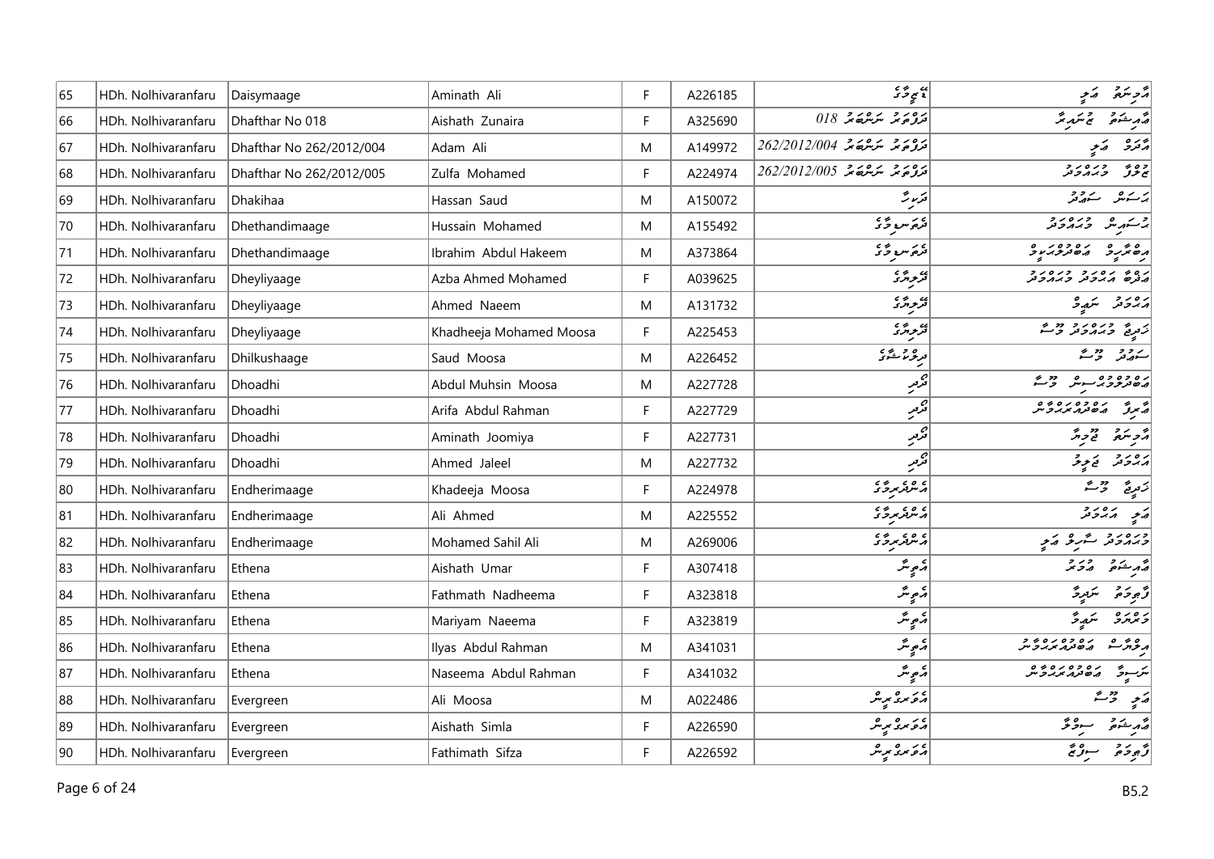| 65 | HDh. Nolhivaranfaru | Daisymaage | Aminath Ali | F | A226185 | ޑޭޒީމާގެ | އާމިނަތު ޢަލީ |
|---|---|---|---|---|---|---|---|
| 66 | HDh. Nolhivaranfaru | Dhafthar No 018 | Aishath Zunaira | F | A325690 | ދަފްތަރު ނަންބަރު 018 | އާއިޝަތު ޒުނައިރާ |
| 67 | HDh. Nolhivaranfaru | Dhafthar No 262/2012/004 | Adam Ali | M | A149972 | ދަފްތަރު ނަންބަރު 262/2012/004 | އާދަމް ޢަލީ |
| 68 | HDh. Nolhivaranfaru | Dhafthar No 262/2012/005 | Zulfa Mohamed | F | A224974 | ދަފްތަރު ނަންބަރު 262/2012/005 | ޒުލްފާ މުޙައްމަދު |
| 69 | HDh. Nolhivaranfaru | Dhakihaa | Hassan Saud | M | A150072 | ދަކިހާ | ޙަސަން ސައުދު |
| 70 | HDh. Nolhivaranfaru | Dhethandimaage | Hussain Mohamed | M | A155492 | ދެތަނޑިމާގެ | ޙުސައިން މުޙައްމަދު |
| 71 | HDh. Nolhivaranfaru | Dhethandimaage | Ibrahim Abdul Hakeem | M | A373864 | ދެތަނޑިމާގެ | އިބްރާހީމް ޢަބްދުލްޙަކީމް |
| 72 | HDh. Nolhivaranfaru | Dheyliyaage | Azba Ahmed Mohamed | F | A039625 | ދޭލިޔާގެ | އަޒްބާ އަޙްމަދު މުޙައްމަދު |
| 73 | HDh. Nolhivaranfaru | Dheyliyaage | Ahmed Naeem | M | A131732 | ދޭލިޔާގެ | އަޙްމަދު ނައީމް |
| 74 | HDh. Nolhivaranfaru | Dheyliyaage | Khadheeja Mohamed Moosa | F | A225453 | ދޭލިޔާގެ | ޚަދީޖާ މުޙައްމަދު މޫސާ |
| 75 | HDh. Nolhivaranfaru | Dhilkushaage | Saud Moosa | M | A226452 | ދިލްކުށާގެ | ސައުދު މޫސާ |
| 76 | HDh. Nolhivaranfaru | Dhoadhi | Abdul Muhsin Moosa | M | A227728 | ދޯދި | ޢަބްދުލްމުޙްސިން މޫސާ |
| 77 | HDh. Nolhivaranfaru | Dhoadhi | Arifa Abdul Rahman | F | A227729 | ދޯދި | އާރިފާ ޢަބްދުއްރަޙްމާން |
| 78 | HDh. Nolhivaranfaru | Dhoadhi | Aminath Joomiya | F | A227731 | ދޯދި | އާމިނަތު ޖޫމިޔާ |
| 79 | HDh. Nolhivaranfaru | Dhoadhi | Ahmed Jaleel | M | A227732 | ދޯދި | އަޙްމަދު ޖަލީލު |
| 80 | HDh. Nolhivaranfaru | Endherimaage | Khadeeja Moosa | F | A224978 | އެންދެރިމާގެ | ޚަދީޖާ މޫސާ |
| 81 | HDh. Nolhivaranfaru | Endherimaage | Ali Ahmed | M | A225552 | އެންދެރިމާގެ | ޢަލީ އަޙްމަދު |
| 82 | HDh. Nolhivaranfaru | Endherimaage | Mohamed Sahil Ali | M | A269006 | އެންދެރިމާގެ | މުޙައްމަދު ސާހިލް ޢަލީ |
| 83 | HDh. Nolhivaranfaru | Ethena | Aishath Umar | F | A307418 | އެތީނާ | އާއިޝަތު ޢުމަރު |
| 84 | HDh. Nolhivaranfaru | Ethena | Fathmath Nadheema | F | A323818 | އެތީނާ | ފާތިމަތު ނަދީމާ |
| 85 | HDh. Nolhivaranfaru | Ethena | Mariyam Naeema | F | A323819 | އެތީނާ | މަރިޔަމް ނައީމާ |
| 86 | HDh. Nolhivaranfaru | Ethena | Ilyas Abdul Rahman | M | A341031 | އެތީނާ | އިލްޔާސް ޢަބްދުއްރަޙްމާން |
| 87 | HDh. Nolhivaranfaru | Ethena | Naseema Abdul Rahman | F | A341032 | އެތީނާ | ނަސީމާ ޢަބްދުއްރަޙްމާން |
| 88 | HDh. Nolhivaranfaru | Evergreen | Ali Moosa | M | A022486 | އެވަރގްރީން | ޢަލީ މޫސާ |
| 89 | HDh. Nolhivaranfaru | Evergreen | Aishath Simla | F | A226590 | އެވަރގްރީން | އާއިޝަތު ސިމްލާ |
| 90 | HDh. Nolhivaranfaru | Evergreen | Fathimath Sifza | F | A226592 | އެވަރގްރީން | ފާތިމަތު ސިފްޒާ |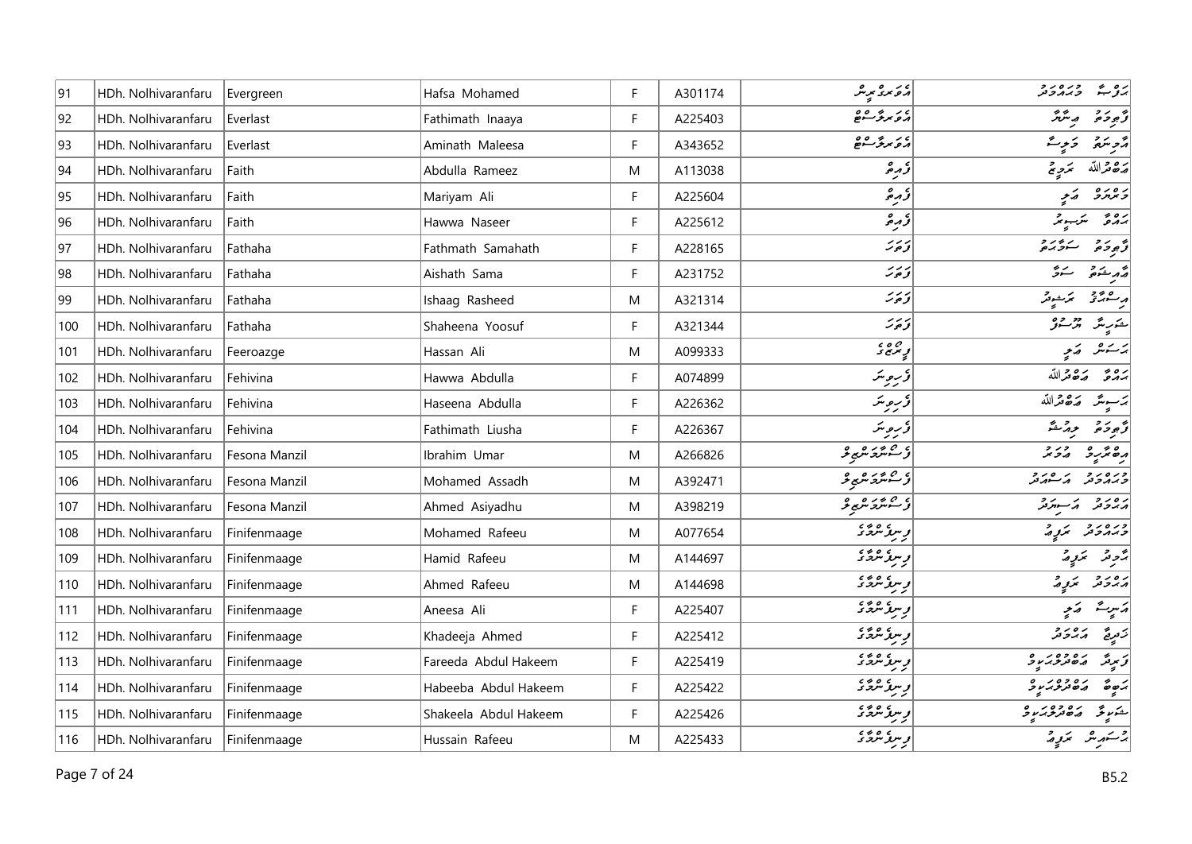| 91 | HDh. Nolhivaranfaru | Evergreen | Hafsa Mohamed | F | A301174 | އެވަރގްރީން | ހަފްސާ މުހައްމަދު |
|---|---|---|---|---|---|---|---|
| 92 | HDh. Nolhivaranfaru | Everlast | Fathimath Inaaya | F | A225403 | އެވަރލާސްޓް | ފާތިމަތު އިނާޔާ |
| 93 | HDh. Nolhivaranfaru | Everlast | Aminath Maleesa | F | A343652 | އެވަރލާސްޓް | އާމިނަތު މަލީސާ |
| 94 | HDh. Nolhivaranfaru | Faith | Abdulla Rameez | M | A113038 | ފެއިތު | އަބްދުﷲ ރަމީޒު |
| 95 | HDh. Nolhivaranfaru | Faith | Mariyam Ali | F | A225604 | ފެއިތު | މަރިޔަމް އަލި |
| 96 | HDh. Nolhivaranfaru | Faith | Hawwa Naseer | F | A225612 | ފެއިތު | ހައްވާ ނަސީރު |
| 97 | HDh. Nolhivaranfaru | Fathaha | Fathmath Samahath | F | A228165 | ފަތަހަ | ފާތިމަތު ސަމާހަތު |
| 98 | HDh. Nolhivaranfaru | Fathaha | Aishath Sama | F | A231752 | ފަތަހަ | އާއިޝަތު ސަމާ |
| 99 | HDh. Nolhivaranfaru | Fathaha | Ishaag Rasheed | M | A321314 | ފަތަހަ | އިސްހާޤު ރަޝީދު |
| 100 | HDh. Nolhivaranfaru | Fathaha | Shaheena Yoosuf | F | A321344 | ފަތަހަ | ޝަހީނާ ޔޫސުފް |
| 101 | HDh. Nolhivaranfaru | Feeroazge | Hassan Ali | M | A099333 | ފީރޯޒްގެ | ހަސަން އަލި |
| 102 | HDh. Nolhivaranfaru | Fehivina | Hawwa Abdulla | F | A074899 | ފެހިވިނަ | ހައްވާ އަބްދުﷲ |
| 103 | HDh. Nolhivaranfaru | Fehivina | Haseena Abdulla | F | A226362 | ފެހިވިނަ | ހަސީނާ އަބްދުﷲ |
| 104 | HDh. Nolhivaranfaru | Fehivina | Fathimath Liusha | F | A226367 | ފެހިވިނަ | ފާތިމަތު ލިއުޝާ |
| 105 | HDh. Nolhivaranfaru | Fesona Manzil | Ibrahim Umar | M | A266826 | ފެސޯނާމަންޒިލް | އިބްރާހިމް އުމަރު |
| 106 | HDh. Nolhivaranfaru | Fesona Manzil | Mohamed Assadh | M | A392471 | ފެސޯނާމަންޒިލް | މުހައްމަދު އައްސަޢުދު |
| 107 | HDh. Nolhivaranfaru | Fesona Manzil | Ahmed Asiyadhu | M | A398219 | ފެސޯނާމަންޒިލް | އަހްމަދު އަސިޔަދު |
| 108 | HDh. Nolhivaranfaru | Finifenmaage | Mohamed Rafeeu | M | A077654 | ފިނިފެންމާގެ | މުހައްމަދު ރަފީއު |
| 109 | HDh. Nolhivaranfaru | Finifenmaage | Hamid Rafeeu | M | A144697 | ފިނިފެންމާގެ | ހާމިދު ރަފީއު |
| 110 | HDh. Nolhivaranfaru | Finifenmaage | Ahmed Rafeeu | M | A144698 | ފިނިފެންމާގެ | އަހްމަދު ރަފީއު |
| 111 | HDh. Nolhivaranfaru | Finifenmaage | Aneesa Ali | F | A225407 | ފިނިފެންމާގެ | އަނީސާ އަލި |
| 112 | HDh. Nolhivaranfaru | Finifenmaage | Khadeeja Ahmed | F | A225412 | ފިނިފެންމާގެ | ޚަދީޖާ އަހްމަދު |
| 113 | HDh. Nolhivaranfaru | Finifenmaage | Fareeda Abdul Hakeem | F | A225419 | ފިނިފެންމާގެ | ފަރީދާ އަބްދުލްހަކީމް |
| 114 | HDh. Nolhivaranfaru | Finifenmaage | Habeeba Abdul Hakeem | F | A225422 | ފިނިފެންމާގެ | ހަބީބާ އަބްދުލްހަކީމް |
| 115 | HDh. Nolhivaranfaru | Finifenmaage | Shakeela Abdul Hakeem | F | A225426 | ފިނިފެންމާގެ | ޝަކީލާ އަބްދުލްހަކީމް |
| 116 | HDh. Nolhivaranfaru | Finifenmaage | Hussain Rafeeu | M | A225433 | ފިނިފެންމާގެ | ހުސައިން ރަފީއު |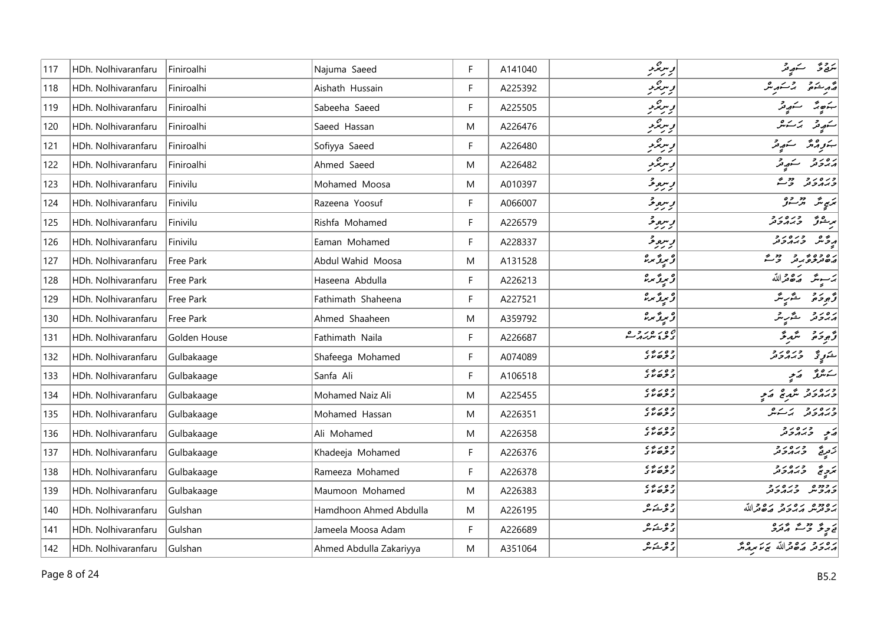| 117 | HDh. Nolhivaranfaru | Finiroalhi | Najuma Saeed | F | A141040 | ފިނިރޯޅި | ނަޖުމާ ސަޢީދު |
|---|---|---|---|---|---|---|---|
| 118 | HDh. Nolhivaranfaru | Finiroalhi | Aishath Hussain | F | A225392 | ފިނިރޯޅި | އާއިޝަތު ހުސައިން |
| 119 | HDh. Nolhivaranfaru | Finiroalhi | Sabeeha Saeed | F | A225505 | ފިނިރޯޅި | ސަބީހާ ސަޢީދު |
| 120 | HDh. Nolhivaranfaru | Finiroalhi | Saeed Hassan | M | A226476 | ފިނިރޯޅި | ސަޢީދު ހަސަން |
| 121 | HDh. Nolhivaranfaru | Finiroalhi | Sofiyya Saeed | F | A226480 | ފިނިރޯޅި | ސޮފިއްޔާ ސަޢީދު |
| 122 | HDh. Nolhivaranfaru | Finiroalhi | Ahmed Saeed | M | A226482 | ފިނިރޯޅި | އަޙްމަދު ސަޢީދު |
| 123 | HDh. Nolhivaranfaru | Finivilu | Mohamed Moosa | M | A010397 | ފިނިވިލު | މުޙައްމަދު މޫސާ |
| 124 | HDh. Nolhivaranfaru | Finivilu | Razeena Yoosuf | F | A066007 | ފިނިވިލު | ރަޒީނާ ޔޫސުފް |
| 125 | HDh. Nolhivaranfaru | Finivilu | Rishfa Mohamed | F | A226579 | ފިނިވިލު | ރިޝްފާ މުޙައްމަދު |
| 126 | HDh. Nolhivaranfaru | Finivilu | Eaman Mohamed | F | A228337 | ފިނިވިލު | އީމާން މުޙައްމަދު |
| 127 | HDh. Nolhivaranfaru | Free Park | Abdul Wahid Moosa | M | A131528 | ފްރީޕާރކް | އަބްދުލްވާހިދު މޫސާ |
| 128 | HDh. Nolhivaranfaru | Free Park | Haseena Abdulla | F | A226213 | ފްރީޕާރކް | ހަސީނާ އަބްދުﷲ |
| 129 | HDh. Nolhivaranfaru | Free Park | Fathimath Shaheena | F | A227521 | ފްރީޕާރކް | ފާތިމަތު ޝާހީނާ |
| 130 | HDh. Nolhivaranfaru | Free Park | Ahmed Shaaheen | M | A359792 | ފްރީޕާރކް | އަޙްމަދު ޝާހީން |
| 131 | HDh. Nolhivaranfaru | Golden House | Fathimath Naila | F | A226687 | ގޯލްޑަންހައުސް | ފާތިމަތު ނާއިލާ |
| 132 | HDh. Nolhivaranfaru | Gulbakaage | Shafeega Mohamed | F | A074089 | ގުލްބަކާގެ | ޝަފީގާ މުޙައްމަދު |
| 133 | HDh. Nolhivaranfaru | Gulbakaage | Sanfa Ali | F | A106518 | ގުލްބަކާގެ | ސަންފާ އަލި |
| 134 | HDh. Nolhivaranfaru | Gulbakaage | Mohamed Naiz Ali | M | A225455 | ގުލްބަކާގެ | މުޙައްމަދު ނާއިޒް އަލި |
| 135 | HDh. Nolhivaranfaru | Gulbakaage | Mohamed Hassan | M | A226351 | ގުލްބަކާގެ | މުޙައްމަދު ހަސަން |
| 136 | HDh. Nolhivaranfaru | Gulbakaage | Ali Mohamed | M | A226358 | ގުލްބަކާގެ | އަލި މުޙައްމަދު |
| 137 | HDh. Nolhivaranfaru | Gulbakaage | Khadeeja Mohamed | F | A226376 | ގުލްބަކާގެ | ޚަދީޖާ މުޙައްމަދު |
| 138 | HDh. Nolhivaranfaru | Gulbakaage | Rameeza Mohamed | F | A226378 | ގުލްބަކާގެ | ރަމީޒާ މުޙައްމަދު |
| 139 | HDh. Nolhivaranfaru | Gulbakaage | Maumoon Mohamed | M | A226383 | ގުލްބަކާގެ | މައުމޫން މުޙައްމަދު |
| 140 | HDh. Nolhivaranfaru | Gulshan | Hamdhoon Ahmed Abdulla | M | A226195 | ގުލްޝަން | ހަމްދޫން އަޙްމަދު އަބްދުﷲ |
| 141 | HDh. Nolhivaranfaru | Gulshan | Jameela Moosa Adam | F | A226689 | ގުލްޝަން | ޖަމީލާ މޫސާ އާދަމް |
| 142 | HDh. Nolhivaranfaru | Gulshan | Ahmed Abdulla Zakariyya | M | A351064 | ގުލްޝަން | އަޙްމަދު އަބްދުﷲ ޒަކަރިއްޔާ |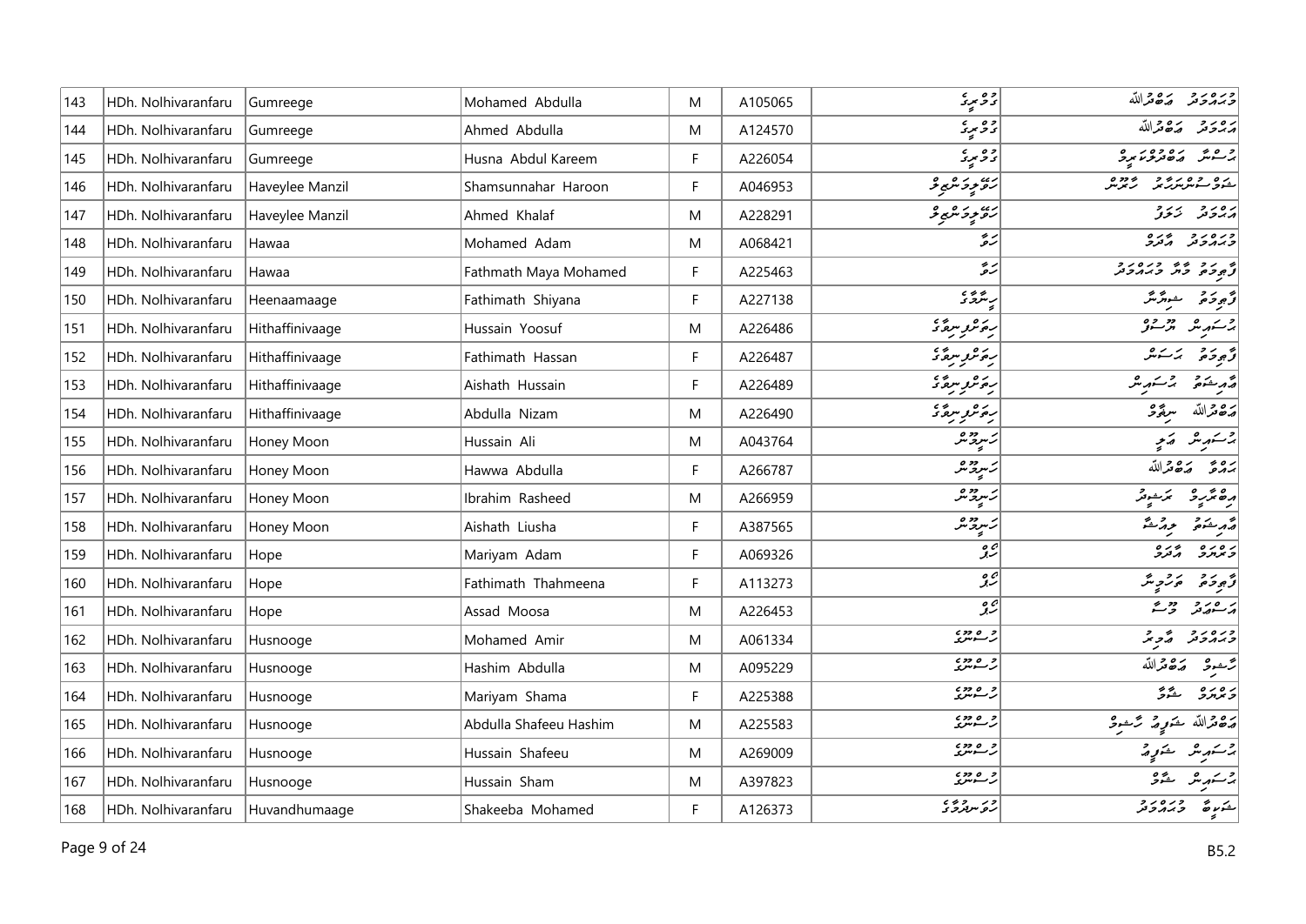| 143 | HDh. Nolhivaranfaru | Gumreege | Mohamed Abdulla | M | A105065 | ގުމްރީގެ | މުހައްމަދު އަބްދުﷲ |
|---|---|---|---|---|---|---|---|
| 144 | HDh. Nolhivaranfaru | Gumreege | Ahmed Abdulla | M | A124570 | ގުމްރީގެ | އަހްމަދު އަބްދުﷲ |
| 145 | HDh. Nolhivaranfaru | Gumreege | Husna Abdul Kareem | F | A226054 | ގުމްރީގެ | ހުސްނާ އަބްދުލްކަރީމް |
| 146 | HDh. Nolhivaranfaru | Haveylee Manzil | Shamsunnahar Haroon | F | A046953 | ހަވޭލީމަންޒިލް | ޝަމްސުންނަހާރު ހާރޫން |
| 147 | HDh. Nolhivaranfaru | Haveylee Manzil | Ahmed Khalaf | M | A228291 | ހަވޭލީމަންޒިލް | އަހްމަދު ޚަލަފު |
| 148 | HDh. Nolhivaranfaru | Hawaa | Mohamed Adam | M | A068421 | ހަވާ | މުހައްމަދު އާދަމް |
| 149 | HDh. Nolhivaranfaru | Hawaa | Fathmath Maya Mohamed | F | A225463 | ހަވާ | ފާތިމަތު މާޔާ މުހައްމަދު |
| 150 | HDh. Nolhivaranfaru | Heenaamaage | Fathimath Shiyana | F | A227138 | ހީނާމާގެ | ފާތިމަތު ޝިޔާނާ |
| 151 | HDh. Nolhivaranfaru | Hithaffinivaage | Hussain Yoosuf | M | A226486 | ހިތަފިނިވާގެ | ހުސައިން ޔޫސުފް |
| 152 | HDh. Nolhivaranfaru | Hithaffinivaage | Fathimath Hassan | F | A226487 | ހިތަފިނިވާގެ | ފާތިމަތު ހަސަން |
| 153 | HDh. Nolhivaranfaru | Hithaffinivaage | Aishath Hussain | F | A226489 | ހިތަފިނިވާގެ | އައިޝަތު ހުސައިން |
| 154 | HDh. Nolhivaranfaru | Hithaffinivaage | Abdulla Nizam | M | A226490 | ހިތަފިނިވާގެ | އަބްދުﷲ ނިޒާމް |
| 155 | HDh. Nolhivaranfaru | Honey Moon | Hussain Ali | M | A043764 | ހަނީމޫން | ހުސައިން އަލި |
| 156 | HDh. Nolhivaranfaru | Honey Moon | Hawwa Abdulla | F | A266787 | ހަނީމޫން | ހައްވާ އަބްދުﷲ |
| 157 | HDh. Nolhivaranfaru | Honey Moon | Ibrahim Rasheed | M | A266959 | ހަނީމޫން | އިބްރާހީމް ރަޝީދު |
| 158 | HDh. Nolhivaranfaru | Honey Moon | Aishath Liusha | F | A387565 | ހަނީމޫން | އައިޝަތު ލިއުޝާ |
| 159 | HDh. Nolhivaranfaru | Hope | Mariyam Adam | F | A069326 | ހޯޕް | މަރިޔަމް އާދަމް |
| 160 | HDh. Nolhivaranfaru | Hope | Fathimath Thahmeena | F | A113273 | ހޯޕް | ފާތިމަތު ތަހްމީނާ |
| 161 | HDh. Nolhivaranfaru | Hope | Assad Moosa | M | A226453 | ހޯޕް | އަސްޢަދު މޫސާ |
| 162 | HDh. Nolhivaranfaru | Husnooge | Mohamed Amir | M | A061334 | ހުސްނޫގެ | މުހައްމަދު އާމިރު |
| 163 | HDh. Nolhivaranfaru | Husnooge | Hashim Abdulla | M | A095229 | ހުސްނޫގެ | ހާޝިމް އަބްދުﷲ |
| 164 | HDh. Nolhivaranfaru | Husnooge | Mariyam Shama | F | A225388 | ހުސްނޫގެ | މަރިޔަމް ޝަމާ |
| 165 | HDh. Nolhivaranfaru | Husnooge | Abdulla Shafeeu Hashim | M | A225583 | ހުސްނޫގެ | އަބްދުﷲ ޝަފީޢު ހާޝިމް |
| 166 | HDh. Nolhivaranfaru | Husnooge | Hussain Shafeeu | M | A269009 | ހުސްނޫގެ | ހުސައިން ޝަފީޢު |
| 167 | HDh. Nolhivaranfaru | Husnooge | Hussain Sham | M | A397823 | ހުސްނޫގެ | ހުސައިން ޝަމް |
| 168 | HDh. Nolhivaranfaru | Huvandhumaage | Shakeeba Mohamed | F | A126373 | ހުވަނދުމާގެ | ޝަކީބާ މުހައްމަދު |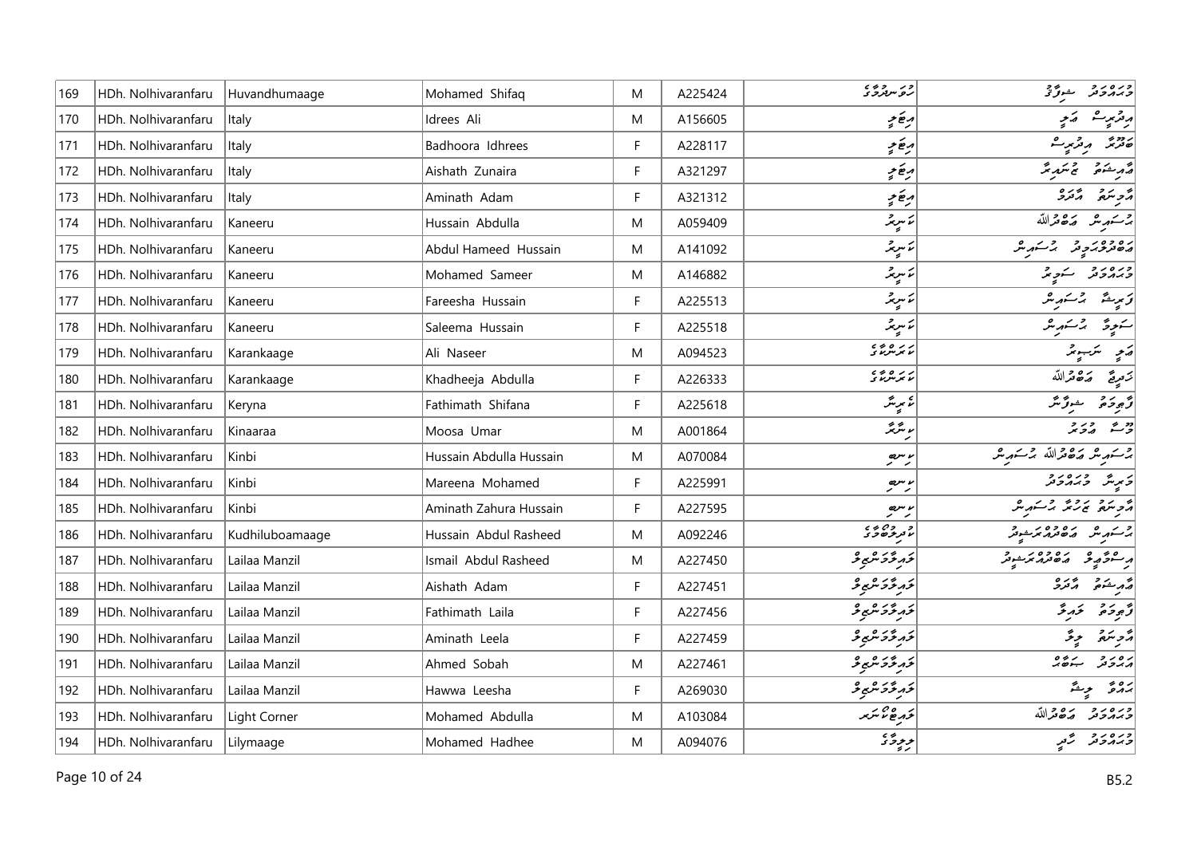| 169 | HDh. Nolhivaranfaru | Huvandhumaage | Mohamed Shifaq | M | A225424 | ހުވަނދުމާގެ | މުހައްމަދު ޝިފާގު |
|---|---|---|---|---|---|---|---|
| 170 | HDh. Nolhivaranfaru | Italy | Idrees Ali | M | A156605 | އިޓަލީ | އިދްރީސް ޢަލީ |
| 171 | HDh. Nolhivaranfaru | Italy | Badhoora Idhrees | F | A228117 | އިޓަލީ | ބަދޫރާ އިދްރީސް |
| 172 | HDh. Nolhivaranfaru | Italy | Aishath Zunaira | F | A321297 | އިޓަލީ | އާއިޝަތު ޒުނައިރާ |
| 173 | HDh. Nolhivaranfaru | Italy | Aminath Adam | F | A321312 | އިޓަލީ | އާމިނަތު އާދަމް |
| 174 | HDh. Nolhivaranfaru | Kaneeru | Hussain Abdulla | M | A059409 |ކަނީރު | ހުސައިން ޢަބްދުﷲ |
| 175 | HDh. Nolhivaranfaru | Kaneeru | Abdul Hameed Hussain | M | A141092 | ކަނީރު | ޢަބްދުލްޙަމީދު ހުސައިން |
| 176 | HDh. Nolhivaranfaru | Kaneeru | Mohamed Sameer | M | A146882 | ކަނީރު | މުހައްމަދު ސަމީރު |
| 177 | HDh. Nolhivaranfaru | Kaneeru | Fareesha Hussain | F | A225513 | ކަނީރު | ފަރީޝާ ހުސައިން |
| 178 | HDh. Nolhivaranfaru | Kaneeru | Saleema Hussain | F | A225518 | ކަނީރު | ސަލީމާ ހުސައިން |
| 179 | HDh. Nolhivaranfaru | Karankaage | Ali Naseer | M | A094523 | ކަރަންކާގެ | ޢަލީ ނަސީރު |
| 180 | HDh. Nolhivaranfaru | Karankaage | Khadheeja Abdulla | F | A226333 | ކަރަންކާގެ | ޚަދީޖާ ޢަބްދުﷲ |
| 181 | HDh. Nolhivaranfaru | Keryna | Fathimath Shifana | F | A225618 | ކެރީނާ | ފާތިމަތު ޝިފާނާ |
| 182 | HDh. Nolhivaranfaru | Kinaaraa | Moosa Umar | M | A001864 | ކިނާރާ | މޫސާ އުމަރު |
| 183 | HDh. Nolhivaranfaru | Kinbi | Hussain Abdulla Hussain | M | A070084 | ކިނބި | ހުސައިން ޢަބްދުﷲ ހުސައިން |
| 184 | HDh. Nolhivaranfaru | Kinbi | Mareena Mohamed | F | A225991 | ކިނބި | މަރީނާ މުހައްމަދު |
| 185 | HDh. Nolhivaranfaru | Kinbi | Aminath Zahura Hussain | F | A227595 | ކިނބި | އާމިނަތު ޒަހުރާ ހުސައިން |
| 186 | HDh. Nolhivaranfaru | Kudhiluboamaage | Hussain Abdul Rasheed | M | A092246 | ކުދިލުބޯމާގެ | ހުސައިން ޢަބްދުއްރަޝީދު |
| 187 | HDh. Nolhivaranfaru | Lailaa Manzil | Ismail Abdul Rasheed | M | A227450 | ލައިލާމަންޒިލް | އިސްމާޢީލް ޢަބްދުއްރަޝީދު |
| 188 | HDh. Nolhivaranfaru | Lailaa Manzil | Aishath Adam | F | A227451 | ލައިލާމަންޒިލް | އާއިޝަތު އާދަމް |
| 189 | HDh. Nolhivaranfaru | Lailaa Manzil | Fathimath Laila | F | A227456 | ލައިލާމަންޒިލް | ފާތިމަތު ލައިލާ |
| 190 | HDh. Nolhivaranfaru | Lailaa Manzil | Aminath Leela | F | A227459 | ލައިލާމަންޒިލް | އާމިނަތު ލީލާ |
| 191 | HDh. Nolhivaranfaru | Lailaa Manzil | Ahmed Sobah | M | A227461 | ލައިލާމަންޒިލް | އަހްމަދު ޞަބާޙް |
| 192 | HDh. Nolhivaranfaru | Lailaa Manzil | Hawwa Leesha | F | A269030 | ލައިލާމަންޒިލް | ހައްވާ ލީޝާ |
| 193 | HDh. Nolhivaranfaru | Light Corner | Mohamed Abdulla | M | A103084 | ލައިޓްކޯނަރ | މުހައްމަދު ޢަބްދުﷲ |
| 194 | HDh. Nolhivaranfaru | Lilymaage | Mohamed Hadhee | M | A094076 | ލިލީމާގެ | މުހައްމަދު ހާދީ |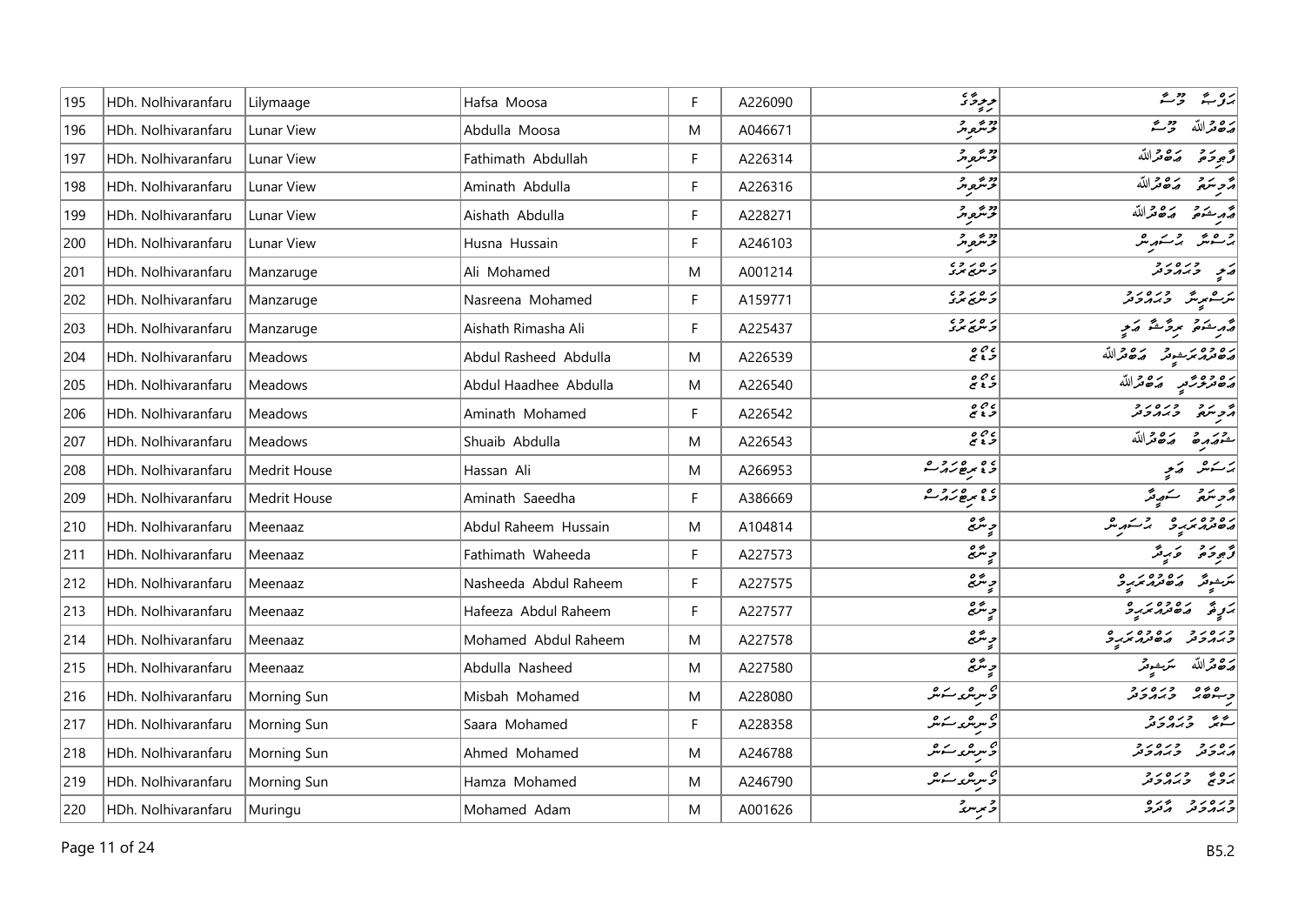| 195 | HDh. Nolhivaranfaru | Lilymaage | Hafsa Moosa | F | A226090 | ލިލީމާގެ | ހަފްސާ މޫސާ |
|---|---|---|---|---|---|---|---|
| 196 | HDh. Nolhivaranfaru | Lunar View | Abdulla Moosa | M | A046671 | ލޫނަރވިއު | އަބްދުﷲ މޫސާ |
| 197 | HDh. Nolhivaranfaru | Lunar View | Fathimath Abdullah | F | A226314 | ލޫނަރވިއު | ފާތިމަތު އަބްދުﷲ |
| 198 | HDh. Nolhivaranfaru | Lunar View | Aminath Abdulla | F | A226316 | ލޫނަރވިއު | އާމިނަތު އަބްދުﷲ |
| 199 | HDh. Nolhivaranfaru | Lunar View | Aishath Abdulla | F | A228271 | ލޫނަރވިއު | އައިޝަތު އަބްދުﷲ |
| 200 | HDh. Nolhivaranfaru | Lunar View | Husna Hussain | F | A246103 | ލޫނަރވިއު | ހުސްނާ ހުސައިން |
| 201 | HDh. Nolhivaranfaru | Manzaruge | Ali Mohamed | M | A001214 | މަންޒަރުގެ | އަލި މުހައްމަދު |
| 202 | HDh. Nolhivaranfaru | Manzaruge | Nasreena Mohamed | F | A159771 | މަންޒަރުގެ | ނަސްރީނާ މުހައްމަދު |
| 203 | HDh. Nolhivaranfaru | Manzaruge | Aishath Rimasha Ali | F | A225437 | މަންޒަރުގެ | އައިޝަތު ރިމާޝާ އަލި |
| 204 | HDh. Nolhivaranfaru | Meadows | Abdul Rasheed Abdulla | M | A226539 | މެޑޯޒް | އަބްދުއްރަޝީދު އަބްދުﷲ |
| 205 | HDh. Nolhivaranfaru | Meadows | Abdul Haadhee Abdulla | M | A226540 | މެޑޯޒް | އަބްދުލްހާދީ އަބްދުﷲ |
| 206 | HDh. Nolhivaranfaru | Meadows | Aminath Mohamed | F | A226542 | މެޑޯޒް | އާމިނަތު މުހައްމަދު |
| 207 | HDh. Nolhivaranfaru | Meadows | Shuaib Abdulla | M | A226543 | މެޑޯޒް | ޝުޢައިބު އަބްދުﷲ |
| 208 | HDh. Nolhivaranfaru | Medrit House | Hassan Ali | M | A266953 | މެޑްރިޓްހައުސް | ހަސަން އަލި |
| 209 | HDh. Nolhivaranfaru | Medrit House | Aminath Saeedha | F | A386669 | މެޑްރިޓްހައުސް | އާމިނަތުސަޢީދާ |
| 210 | HDh. Nolhivaranfaru | Meenaaz | Abdul Raheem Hussain | M | A104814 | މީނާޒް | އަބްދުއްރަޙީމް ހުސައިން |
| 211 | HDh. Nolhivaranfaru | Meenaaz | Fathimath Waheeda | F | A227573 | މީނާޒް | ފާތިމަތު ވަހީދާ |
| 212 | HDh. Nolhivaranfaru | Meenaaz | Nasheeda Abdul Raheem | F | A227575 | މީނާޒް | ނަޝީދާ އަބްދުއްރަޙީމް |
| 213 | HDh. Nolhivaranfaru | Meenaaz | Hafeeza Abdul Raheem | F | A227577 | މީނާޒް | ހަފީޒާ އަބްދުއްރަޙީމް |
| 214 | HDh. Nolhivaranfaru | Meenaaz | Mohamed Abdul Raheem | M | A227578 | މީނާޒް | މުހައްމަދު އަބްދުއްރަޙީމް |
| 215 | HDh. Nolhivaranfaru | Meenaaz | Abdulla Nasheed | M | A227580 | މީނާޒް | އަބްދުﷲ ނަޝީދު |
| 216 | HDh. Nolhivaranfaru | Morning Sun | Misbah Mohamed | M | A228080 | މޯނިންގ ސަން | މިސްބާހު މުހައްމަދު |
| 217 | HDh. Nolhivaranfaru | Morning Sun | Saara Mohamed | F | A228358 | މޯނިންގ ސަން | ސާރާ މުހައްމަދު |
| 218 | HDh. Nolhivaranfaru | Morning Sun | Ahmed Mohamed | M | A246788 | މޯނިންގ ސަން | އަހްމަދު މުހައްމަދު |
| 219 | HDh. Nolhivaranfaru | Morning Sun | Hamza Mohamed | M | A246790 | މޯނިންގ ސަން | ހަމްޒާ މުހައްމަދު |
| 220 | HDh. Nolhivaranfaru | Muringu | Mohamed Adam | M | A001626 | މުރިނގު | މުހައްމަދު އާދަމް |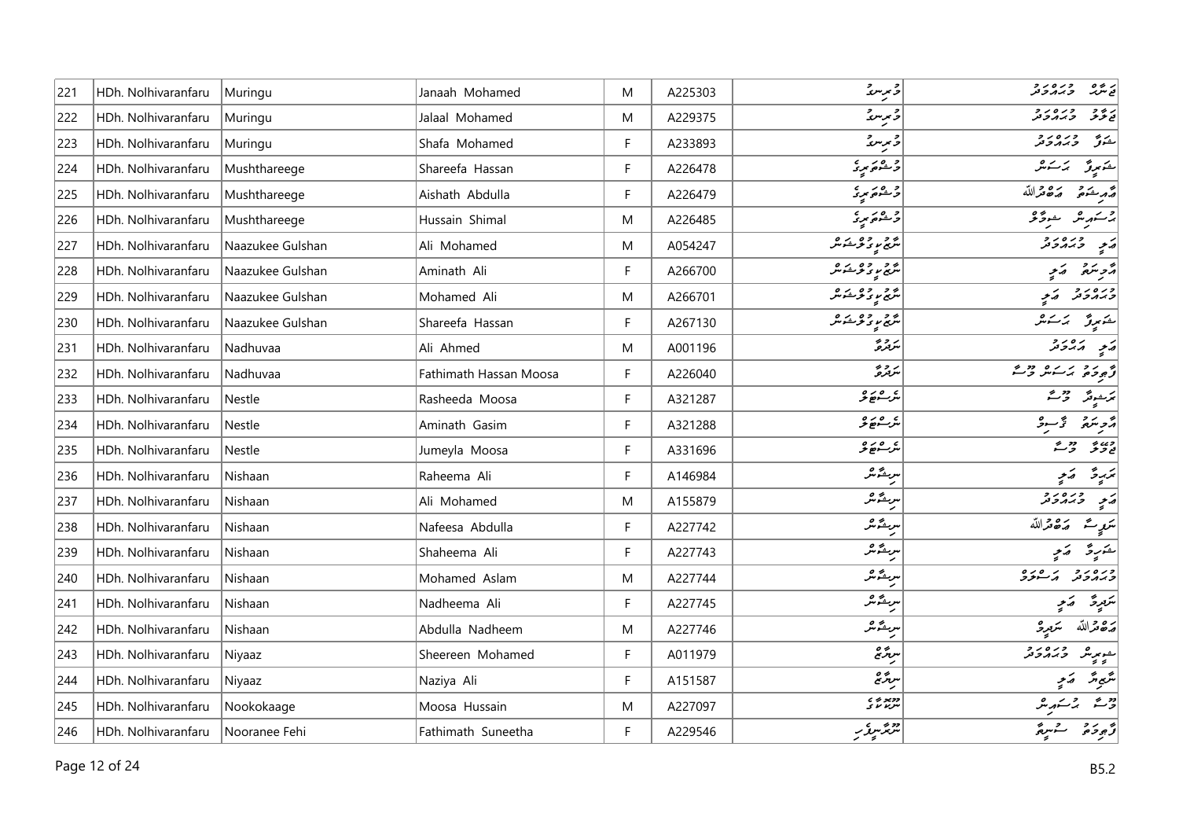| 221 | HDh. Nolhivaranfaru | Muringu | Janaah Mohamed | M | A225303 | ژمرسرژ | ﻿ﺝﺟﺍ ﻡﺡﻡﺩ |
|---|---|---|---|---|---|---|---|
| 222 | HDh. Nolhivaranfaru | Muringu | Jalaal Mohamed | M | A229375 | ژمرسرژ | ﻕﻭﻭ ﻭﻛﻬﻭﻭﺩ |
| 223 | HDh. Nolhivaranfaru | Muringu | Shafa Mohamed | F | A233893 | ژمرسرژ | ﺷﻮﺯ ﻭﻛﻬﻭﻭﺩ |
| 224 | HDh. Nolhivaranfaru | Mushthareege | Shareefa Hassan | F | A226478 | ژشوځ مرځ | شکمرو برکش |
| 225 | HDh. Nolhivaranfaru | Mushthareege | Aishath Abdulla | F | A226479 | ژشوځ مرځ | ﻣﻪﺭ ﺷﻜﻮ ﻣﻬﻭﻗﺮﺍﻟﻠﻪ |
| 226 | HDh. Nolhivaranfaru | Mushthareege | Hussain Shimal | M | A226485 | ژشوځ مرځ | برسکورس شوژو |
| 227 | HDh. Nolhivaranfaru | Naazukee Gulshan | Ali Mohamed | M | A054247 | ﺷﺮﻳﺞ ﺭﺍ ﺩﻭ ﺷﻪﻛﺮ | ﻣﻮ ﻭﻛﻬﻭﻭﺩ |
| 228 | HDh. Nolhivaranfaru | Naazukee Gulshan | Aminath Ali | F | A266700 | ﺷﺮﻳﺞ ﺭﺍ ﺩﻭ ﺷﻪﻛﺮ | ﻣﺰ ﺳﺮﻩ ﻣﻮ |
| 229 | HDh. Nolhivaranfaru | Naazukee Gulshan | Mohamed Ali | M | A266701 | ﺷﺮﻳﺞ ﺭﺍ ﺩﻭ ﺷﻪﻛﺮ | ﻭﻛﻬﻭﻭﺩ ﻣﻮ |
| 230 | HDh. Nolhivaranfaru | Naazukee Gulshan | Shareefa Hassan | F | A267130 | ﺷﺮﻳﺞ ﺭﺍ ﺩﻭ ﺷﻪﻛﺮ | شکمرو برکش |
| 231 | HDh. Nolhivaranfaru | Nadhuvaa | Ali Ahmed | M | A001196 | سرترڅ | ﻣﻮ ﻣﺮﻭﺩ |
| 232 | HDh. Nolhivaranfaru | Nadhuvaa | Fathimath Hassan Moosa | F | A226040 | سرترڅ | ﻭﻫﻮﺩﻭ ﺑﺮﺳﻜﺮ ﻭﺳﻪ |
| 233 | HDh. Nolhivaranfaru | Nestle | Rasheeda Moosa | F | A321287 | ﺷﺮﺳﻪﻫﻮ | ﺑﺮﺷﻮﻣﺮ ﻭﺳﻪ |
| 234 | HDh. Nolhivaranfaru | Nestle | Aminath Gasim | F | A321288 | ﺷﺮﺳﻪﻫﻮ | ﻣﺰ ﺳﺮﻩ ﺗﺮﺳﻮﻭ |
| 235 | HDh. Nolhivaranfaru | Nestle | Jumeyla Moosa | F | A331696 | ﺷﺮﺳﻪﻫﻮ | ﻓﻲ ﻭﻭ ﻭﺳﻪ |
| 236 | HDh. Nolhivaranfaru | Nishaan | Raheema Ali | F | A146984 | سرشگر | ﺑﺮﺭﻭ ﻣﻮ |
| 237 | HDh. Nolhivaranfaru | Nishaan | Ali Mohamed | M | A155879 | سرشگر | ﻣﻮ ﻭﻛﻬﻭﻭﺩ |
| 238 | HDh. Nolhivaranfaru | Nishaan | Nafeesa Abdulla | F | A227742 | سرشگر | ﺳﺮﻭﺳﻪ ﻣﻬﻭﻗﺮﺍﻟﻠﻪ |
| 239 | HDh. Nolhivaranfaru | Nishaan | Shaheema Ali | F | A227743 | سرشگر | ﺷﻜﺮﻭ ﻣﻮ |
| 240 | HDh. Nolhivaranfaru | Nishaan | Mohamed Aslam | M | A227744 | سرشگر | ﻭﻛﻬﻭﻭﺩ ﻣﺮﺳﻮﻭﻭ |
| 241 | HDh. Nolhivaranfaru | Nishaan | Nadheema Ali | F | A227745 | سرشگر | ﺳﺮﻭﺭﻭ ﻣﻮ |
| 242 | HDh. Nolhivaranfaru | Nishaan | Abdulla Nadheem | M | A227746 | سرشگر | ﻣﻬﻭﻗﺮﺍﻟﻠﻪ ﺳﺮﻭﺭﻭ |
| 243 | HDh. Nolhivaranfaru | Niyaaz | Sheereen Mohamed | F | A011979 | سرﻣﺰﻱ | ﺷﻮﻣﺮﺵ ﻭﻛﻬﻭﻭﺩ |
| 244 | HDh. Nolhivaranfaru | Niyaaz | Naziya Ali | F | A151587 | سرﻣﺰﻱ | ﺷﺮﻳﺞﻣﺮ ﻣﻮ |
| 245 | HDh. Nolhivaranfaru | Nookokaage | Moosa Hussain | M | A227097 | ﺷﺮﻳﺮﻳﺮ | ﻭﺳﻪ ﺑﺮﺳﻜﻮﺭﺵ |
| 246 | HDh. Nolhivaranfaru | Nooranee Fehi | Fathimath Suneetha | F | A229546 | ﺷﺮﺗﺮﺳﺮﻭﺭ | ﻭﻫﻮﺩﻭ ﺳﻪﺳﺮﻫ |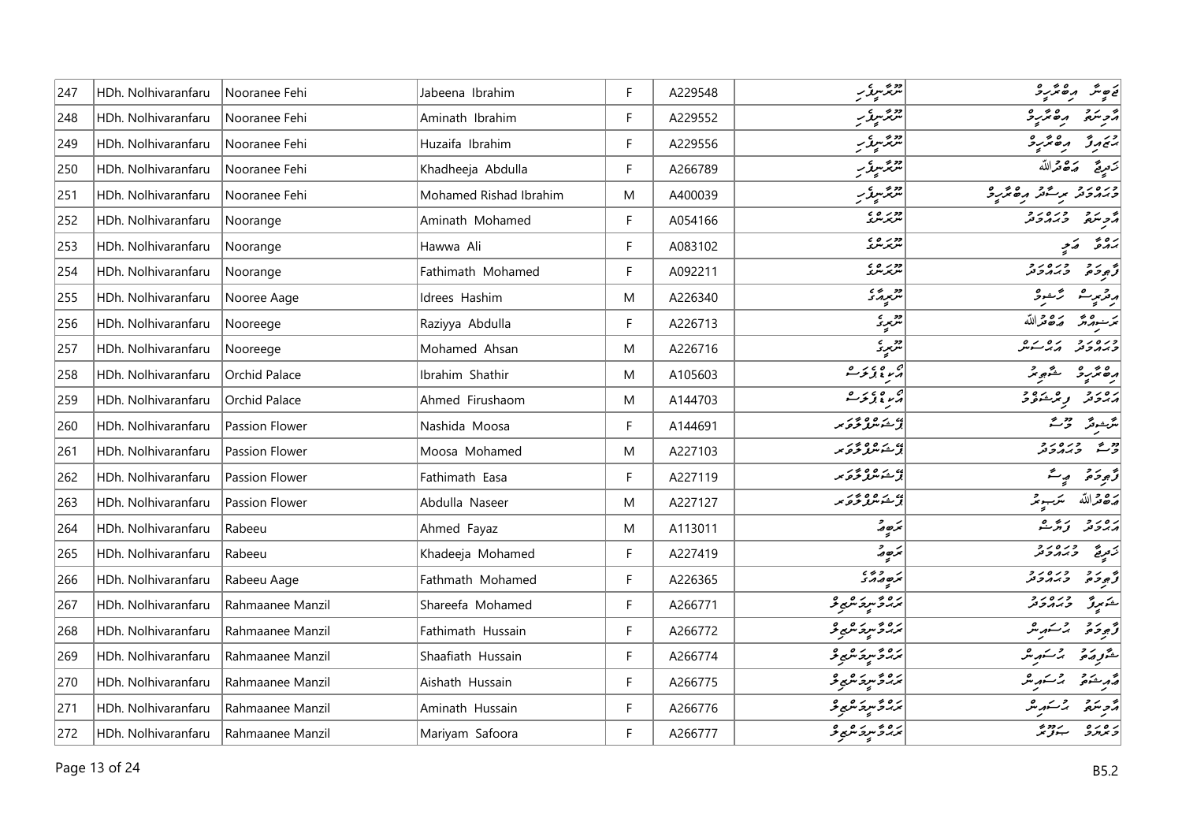| 247 | HDh. Nolhivaranfaru | Nooranee Fehi | Jabeena Ibrahim | F | A229548 | ޫނޫރާނީފެހި | ޖަބީނާ އިބްރާހީމް |
|---|---|---|---|---|---|---|---|
| 248 | HDh. Nolhivaranfaru | Nooranee Fehi | Aminath Ibrahim | F | A229552 | ނޫރާނީފެހި | އާމިނަތު އިބްރާހީމް |
| 249 | HDh. Nolhivaranfaru | Nooranee Fehi | Huzaifa Ibrahim | F | A229556 | ނޫރާނީފެހި | ހުޒައިފާ އިބްރާހީމް |
| 250 | HDh. Nolhivaranfaru | Nooranee Fehi | Khadheeja Abdulla | F | A266789 | ނޫރާނީފެހި | ޚަދީޖާ އަބްދުﷲ |
| 251 | HDh. Nolhivaranfaru | Nooranee Fehi | Mohamed Rishad Ibrahim | M | A400039 | ނޫރާނީފެހި | މުހައްމަދު ރިޝާދު އިބްރާހީމް |
| 252 | HDh. Nolhivaranfaru | Noorange | Aminath Mohamed | F | A054166 | ނޫރަންޖް | އާމިނަތު މުހައްމަދު |
| 253 | HDh. Nolhivaranfaru | Noorange | Hawwa Ali | F | A083102 | ނޫރަންޖް | ހައްވާ އަލި |
| 254 | HDh. Nolhivaranfaru | Noorange | Fathimath Mohamed | F | A092211 | ނޫރަންޖް | ފާތިމަތު މުހައްމަދު |
| 255 | HDh. Nolhivaranfaru | Nooree Aage | Idrees Hashim | M | A226340 | ނޫރީއާގެ | އިދްރީސް ހާޝިމް |
| 256 | HDh. Nolhivaranfaru | Nooreege | Raziyya Abdulla | F | A226713 | ނޫރީގެ | ރަޟިއްޔާ އަބްދުﷲ |
| 257 | HDh. Nolhivaranfaru | Nooreege | Mohamed Ahsan | M | A226716 | ނޫރީގެ | މުހައްމަދު އަޙްސަން |
| 258 | HDh. Nolhivaranfaru | Orchid Palace | Ibrahim Shathir | M | A105603 | އޯކިޑްޕެލަސް | އިބްރާހީމް ޝާތިރު |
| 259 | HDh. Nolhivaranfaru | Orchid Palace | Ahmed Firushaom | M | A144703 | އޯކިޑްޕެލަސް | އަޙްމަދު ފިރުޝައުމް |
| 260 | HDh. Nolhivaranfaru | Passion Flower | Nashida Moosa | F | A144691 | ޕެޝަންފްލަވަރ | ނާޝިދާ މޫސާ |
| 261 | HDh. Nolhivaranfaru | Passion Flower | Moosa Mohamed | M | A227103 | ޕެޝަންފްލަވަރ | މޫސާ މުހައްމަދު |
| 262 | HDh. Nolhivaranfaru | Passion Flower | Fathimath Easa | F | A227119 | ޕެޝަންފްލަވަރ | ފާތިމަތު ޢީސާ |
| 263 | HDh. Nolhivaranfaru | Passion Flower | Abdulla Naseer | M | A227127 | ޕެޝަންފްލަވަރ | އަބްދުﷲ ނަސީރު |
| 264 | HDh. Nolhivaranfaru | Rabeeu | Ahmed Fayaz | M | A113011 | ރަބީޢު | އަޙްމަދު ފައްޔާޒް |
| 265 | HDh. Nolhivaranfaru | Rabeeu | Khadeeja Mohamed | F | A227419 | ރަބީޢު | ޚަދީޖާ މުހައްމަދު |
| 266 | HDh. Nolhivaranfaru | Rabeeu Aage | Fathmath Mohamed | F | A226365 | ރަބީޢުއާގެ | ފާތިމަތު މުހައްމަދު |
| 267 | HDh. Nolhivaranfaru | Rahmaanee Manzil | Shareefa Mohamed | F | A266771 | ރަޙްމާނީމަންޒިލް | ޝަރީފާ މުހައްމަދު |
| 268 | HDh. Nolhivaranfaru | Rahmaanee Manzil | Fathimath Hussain | F | A266772 | ރަޙްމާނީމަންޒިލް | ފާތިމަތު ހުސައިން |
| 269 | HDh. Nolhivaranfaru | Rahmaanee Manzil | Shaafiath Hussain | F | A266774 | ރަޙްމާނީމަންޒިލް | ޝާފިޢަތު ހުސައިން |
| 270 | HDh. Nolhivaranfaru | Rahmaanee Manzil | Aishath Hussain | F | A266775 | ރަޙްމާނީމަންޒިލް | އާއިޝަތު ހުސައިން |
| 271 | HDh. Nolhivaranfaru | Rahmaanee Manzil | Aminath Hussain | F | A266776 | ރަޙްމާނީމަންޒިލް | އާމިނަތު ހުސައިން |
| 272 | HDh. Nolhivaranfaru | Rahmaanee Manzil | Mariyam Safoora | F | A266777 | ރަޙްމާނީމަންޒިލް | މަރިޔަމް ސަފޫރާ |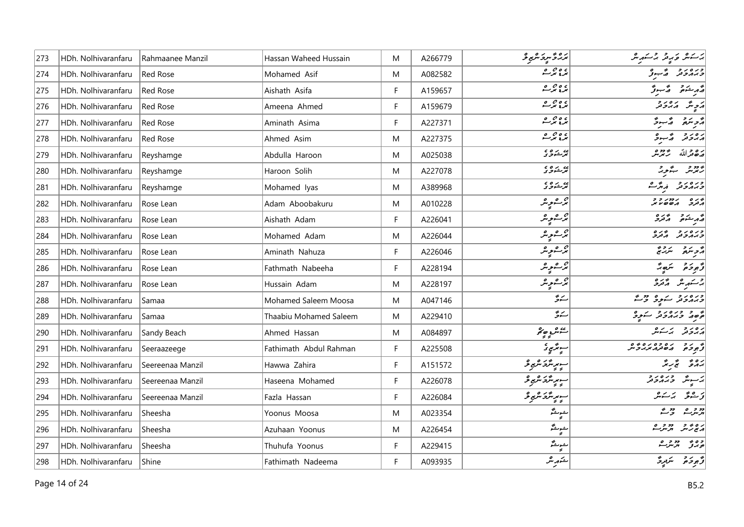| 273 | HDh. Nolhivaranfaru | Rahmaanee Manzil | Hassan Waheed Hussain | M | A266779 | ރަޙްމާނީ މަންޒިލް | ޙަސަން ވަޙީދު ޙުސައިން |
|---|---|---|---|---|---|---|---|
| 274 | HDh. Nolhivaranfaru | Red Rose | Mohamed Asif | M | A082582 | ރެޑްރޯސް | މުޙައްމަދު އާސިފު |
| 275 | HDh. Nolhivaranfaru | Red Rose | Aishath Asifa | F | A159657 | ރެޑްރޯސް | އައިޝަތު އާސިފާ |
| 276 | HDh. Nolhivaranfaru | Red Rose | Ameena Ahmed | F | A159679 | ރެޑްރޯސް | އަމީނާ އަޙްމަދު |
| 277 | HDh. Nolhivaranfaru | Red Rose | Aminath Asima | F | A227371 | ރެޑްރޯސް | އާމިނަތު އާސިމާ |
| 278 | HDh. Nolhivaranfaru | Red Rose | Ahmed Asim | M | A227375 | ރެޑްރޯސް | އަޙްމަދު އާސިމް |
| 279 | HDh. Nolhivaranfaru | Reyshamge | Abdulla Haroon | M | A025038 | ރޭޝަމްގެ | އަބްދުﷲ ހާރޫން |
| 280 | HDh. Nolhivaranfaru | Reyshamge | Haroon Solih | M | A227078 | ރޭޝަމްގެ | ހާރޫން ސާލިހު |
| 281 | HDh. Nolhivaranfaru | Reyshamge | Mohamed Iyas | M | A389968 | ރޭޝަމްގެ | މުޙައްމަދު އިޔާސް |
| 282 | HDh. Nolhivaranfaru | Rose Lean | Adam Aboobakuru | M | A010228 | ރޯސްލީން | އާދަމް އަބޫބަކުރު |
| 283 | HDh. Nolhivaranfaru | Rose Lean | Aishath Adam | F | A226041 | ރޯސްލީން | އައިޝަތު އާދަމް |
| 284 | HDh. Nolhivaranfaru | Rose Lean | Mohamed Adam | M | A226044 | ރޯސްލީން | މުޙައްމަދު އާދަމް |
| 285 | HDh. Nolhivaranfaru | Rose Lean | Aminath Nahuza | F | A226046 | ރޯސްލީން | އާމިނަތު ނަހުޒާ |
| 286 | HDh. Nolhivaranfaru | Rose Lean | Fathmath Nabeeha | F | A228194 | ރޯސްލީން | ފާތިމަތު ނަބީހާ |
| 287 | HDh. Nolhivaranfaru | Rose Lean | Hussain Adam | M | A228197 | ރޯސްލީން | ޙުސައިން އާދަމް |
| 288 | HDh. Nolhivaranfaru | Samaa | Mohamed Saleem Moosa | M | A047146 | ސަމާ | މުޙައްމަދު ސަލީމް މޫސާ |
| 289 | HDh. Nolhivaranfaru | Samaa | Thaabiu Mohamed Saleem | M | A229410 | ސަމާ | ޘާބިތު މުޙައްމަދު ސަލީމް |
| 290 | HDh. Nolhivaranfaru | Sandy Beach | Ahmed Hassan | M | A084897 | ސެންޑީބީޗް | އަޙްމަދު ޙަސަން |
| 291 | HDh. Nolhivaranfaru | Seeraazeege | Fathimath Abdul Rahman | F | A225508 | ސީރާޒީގެ | ފާތިމަތު އަބްދުއްރަޙްމާން |
| 292 | HDh. Nolhivaranfaru | Seereenaa Manzil | Hawwa Zahira | F | A151572 | ސީރީނާމަންޒިލް | ހައްވާ ޒާހިރާ |
| 293 | HDh. Nolhivaranfaru | Seereenaa Manzil | Haseena Mohamed | F | A226078 | ސީރީނާމަންޒިލް | ހަސީނާ މުޙައްމަދު |
| 294 | HDh. Nolhivaranfaru | Seereenaa Manzil | Fazla Hassan | F | A226084 | ސީރީނާމަންޒިލް | ފަޟްލާ ޙަސަން |
| 295 | HDh. Nolhivaranfaru | Sheesha | Yoonus Moosa | M | A023354 | ޝީޝާ | ޔޫނުސް މޫސާ |
| 296 | HDh. Nolhivaranfaru | Sheesha | Azuhaan Yoonus | M | A226454 | ޝީޝާ | އަޒުހާން ޔޫނުސް |
| 297 | HDh. Nolhivaranfaru | Sheesha | Thuhufa Yoonus | F | A229415 | ޝީޝާ | ތުހުފާ ޔޫނުސް |
| 298 | HDh. Nolhivaranfaru | Shine | Fathimath Nadeema | F | A093935 | ޝައިން | ފާތިމަތު ނަދީމާ |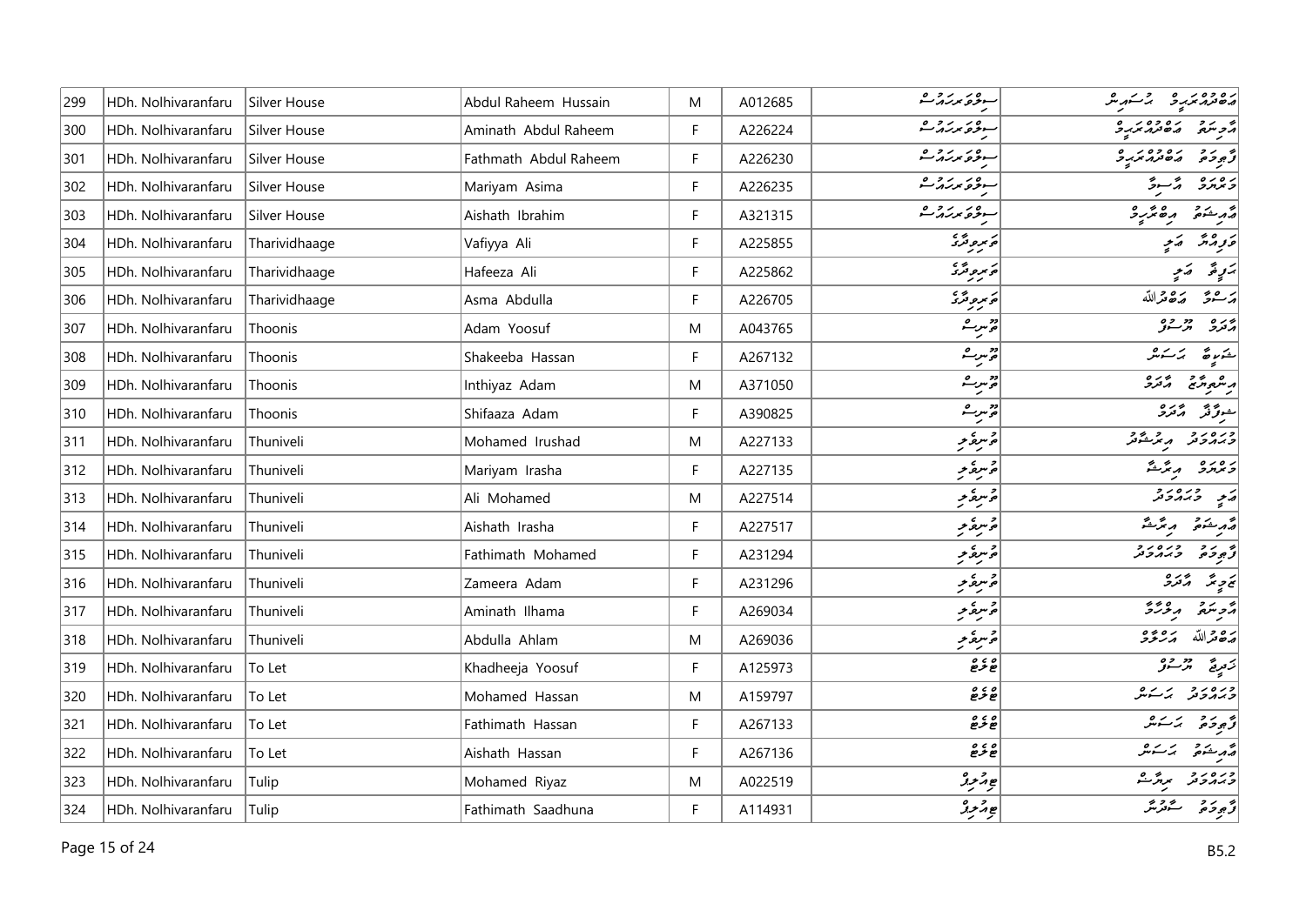| 299 | HDh. Nolhivaranfaru | Silver House | Abdul Raheem Hussain | M | A012685 | ސިލްވަރހައުސް | އަބްދުއްރަޙީމް ޙުސައިން |
|---|---|---|---|---|---|---|---|
| 300 | HDh. Nolhivaranfaru | Silver House | Aminath Abdul Raheem | F | A226224 | ސިލްވަރހައުސް | އާމިނަތު އަބްދުއްރަޙީމް |
| 301 | HDh. Nolhivaranfaru | Silver House | Fathmath Abdul Raheem | F | A226230 | ސިލްވަރހައުސް | ފާތިމަތު އަބްދުއްރަޙީމް |
| 302 | HDh. Nolhivaranfaru | Silver House | Mariyam Asima | F | A226235 | ސިލްވަރހައުސް | މަރިޔަމް އާސިމާ |
| 303 | HDh. Nolhivaranfaru | Silver House | Aishath Ibrahim | F | A321315 | ސިލްވަރހައުސް | އައިޝަތު އިބްރާހީމް |
| 304 | HDh. Nolhivaranfaru | Tharividhaage | Vafiyya Ali | F | A225855 | ތަރިވިދާގެ | ވަފިއްޔާ އަލި |
| 305 | HDh. Nolhivaranfaru | Tharividhaage | Hafeeza Ali | F | A225862 | ތަރިވިދާގެ | ހަފީޒާ އަލި |
| 306 | HDh. Nolhivaranfaru | Tharividhaage | Asma Abdulla | F | A226705 | ތަރިވިދާގެ | އަސްމާ އަބްދުﷲ |
| 307 | HDh. Nolhivaranfaru | Thoonis | Adam Yoosuf | M | A043765 | ތޫނިސް | އާދަމް ޔޫސުފް |
| 308 | HDh. Nolhivaranfaru | Thoonis | Shakeeba Hassan | F | A267132 | ތޫނިސް | ޝަކީބާ ޙަސަން |
| 309 | HDh. Nolhivaranfaru | Thoonis | Inthiyaz Adam | M | A371050 | ތޫނިސް | އިންތިޔާޒް އާދަމް |
| 310 | HDh. Nolhivaranfaru | Thoonis | Shifaaza Adam | F | A390825 | ތޫނިސް | ޝިފާޒާ އާދަމް |
| 311 | HDh. Nolhivaranfaru | Thuniveli | Mohamed Irushad | M | A227133 | ތުނިވެލި | މުޙައްމަދު އިރުޝާދު |
| 312 | HDh. Nolhivaranfaru | Thuniveli | Mariyam Irasha | F | A227135 | ތުނިވެލި | މަރިޔަމް އިރާޝާ |
| 313 | HDh. Nolhivaranfaru | Thuniveli | Ali Mohamed | M | A227514 | ތުނިވެލި | އަލި މުޙައްމަދު |
| 314 | HDh. Nolhivaranfaru | Thuniveli | Aishath Irasha | F | A227517 | ތުނިވެލި | އައިޝަތު އިރާޝާ |
| 315 | HDh. Nolhivaranfaru | Thuniveli | Fathimath Mohamed | F | A231294 | ތުނިވެލި | ފާތިމަތު މުޙައްމަދު |
| 316 | HDh. Nolhivaranfaru | Thuniveli | Zameera Adam | F | A231296 | ތުނިވެލި | ޒަމީރާ އާދަމް |
| 317 | HDh. Nolhivaranfaru | Thuniveli | Aminath Ilhama | F | A269034 | ތުނިވެލި | އާމިނަތު އިލްހާމާ |
| 318 | HDh. Nolhivaranfaru | Thuniveli | Abdulla Ahlam | M | A269036 | ތުނިވެލި | އަބްދުﷲ އަހްލާމް |
| 319 | HDh. Nolhivaranfaru | To Let | Khadheeja Yoosuf | F | A125973 | ޓުލެޓް | ޚަދީޖާ ޔޫސުފް |
| 320 | HDh. Nolhivaranfaru | To Let | Mohamed Hassan | M | A159797 | ޓުލެޓް | މުޙައްމަދު ޙަސަން |
| 321 | HDh. Nolhivaranfaru | To Let | Fathimath Hassan | F | A267133 | ޓުލެޓް | ފާތިމަތު ޙަސަން |
| 322 | HDh. Nolhivaranfaru | To Let | Aishath Hassan | F | A267136 | ޓުލެޓް | އައިޝަތު ޙަސަން |
| 323 | HDh. Nolhivaranfaru | Tulip | Mohamed Riyaz | M | A022519 | ޓިއުލިޕް | މުޙައްމަދު ރިޔާޒް |
| 324 | HDh. Nolhivaranfaru | Tulip | Fathimath Saadhuna | F | A114931 | ޓިއުލިޕް | ފާތިމަތު ސާދުނާ |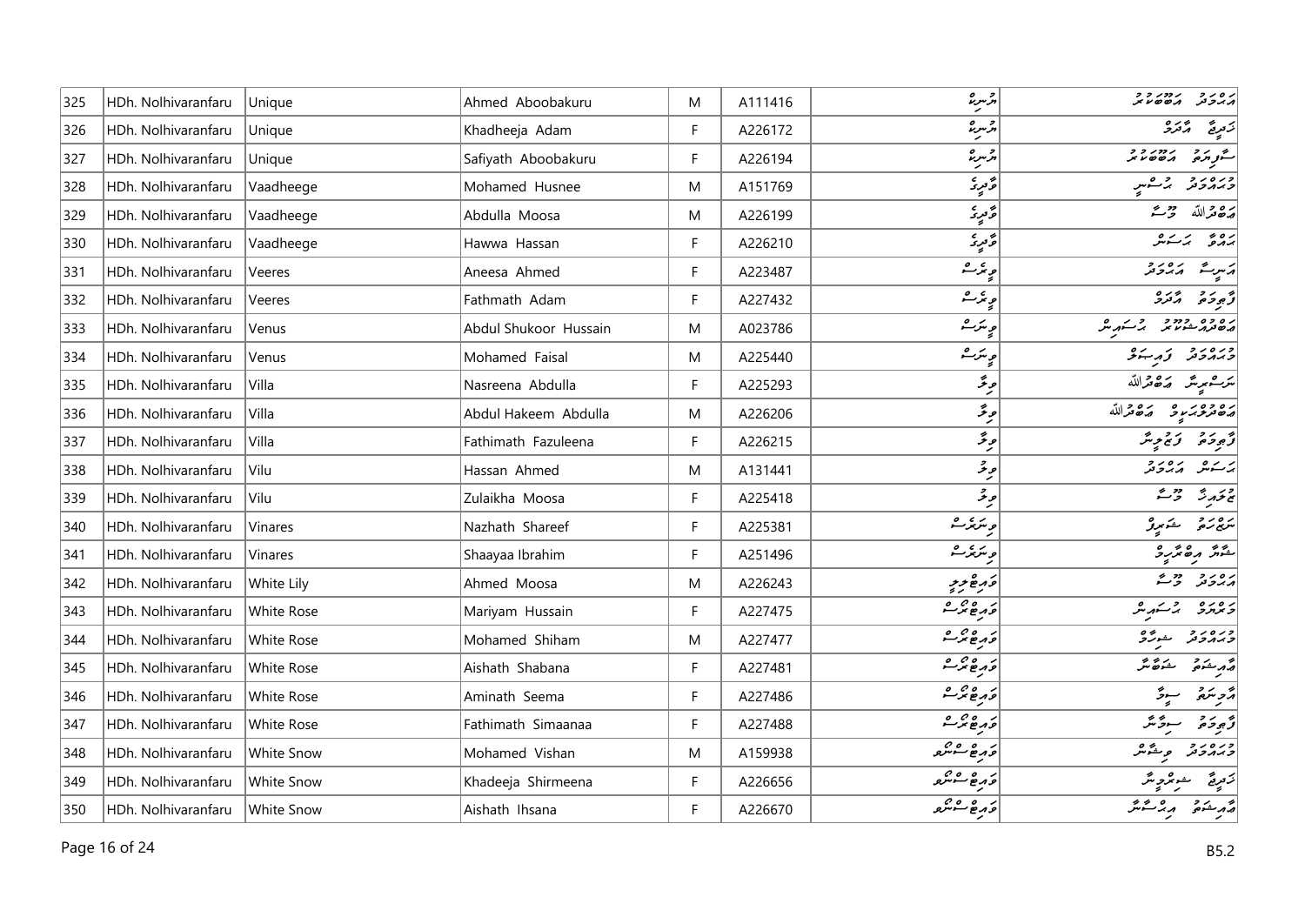| 325 | HDh. Nolhivaranfaru | Unique | Ahmed Aboobakuru | M | A111416 | ޔުނީކް | އަހުމަދު އަބޫބަކުރު |
|---|---|---|---|---|---|---|---|
| 326 | HDh. Nolhivaranfaru | Unique | Khadheeja Adam | F | A226172 | ޔުނީކް | ޚަދީޖާ އާދަމް |
| 327 | HDh. Nolhivaranfaru | Unique | Safiyath Aboobakuru | F | A226194 | ޔުނީކް | ސާފިޔަތު އަބޫބަކުރު |
| 328 | HDh. Nolhivaranfaru | Vaadheege | Mohamed Husnee | M | A151769 | ވާދީގެ | މުހައްމަދު ހުސްނީ |
| 329 | HDh. Nolhivaranfaru | Vaadheege | Abdulla Moosa | M | A226199 | ވާދީގެ | އަބްދުﷲ މޫސާ |
| 330 | HDh. Nolhivaranfaru | Vaadheege | Hawwa Hassan | F | A226210 | ވާދީގެ | ހައްވާ ހަސަން |
| 331 | HDh. Nolhivaranfaru | Veeres | Aneesa Ahmed | F | A223487 | ވީރެސް | އަނީސާ އަހުމަދު |
| 332 | HDh. Nolhivaranfaru | Veeres | Fathmath Adam | F | A227432 | ވީރެސް | ފާތިމަތު އާދަމް |
| 333 | HDh. Nolhivaranfaru | Venus | Abdul Shukoor Hussain | M | A023786 | ވީނަސް | އަބްދުއްޝަކޫރު ހުސައިން |
| 334 | HDh. Nolhivaranfaru | Venus | Mohamed Faisal | M | A225440 | ވީނަސް | މުހައްމަދު ފައިސަލް |
| 335 | HDh. Nolhivaranfaru | Villa | Nasreena Abdulla | F | A225293 | ވިލާ | ނަސްރީނާ އަބްދުﷲ |
| 336 | HDh. Nolhivaranfaru | Villa | Abdul Hakeem Abdulla | M | A226206 | ވިލާ | އަބްދުލްހަކީމް އަބްދުﷲ |
| 337 | HDh. Nolhivaranfaru | Villa | Fathimath Fazuleena | F | A226215 | ވިލާ | ފާތިމަތު ފަޒުލީނާ |
| 338 | HDh. Nolhivaranfaru | Vilu | Hassan Ahmed | M | A131441 | ވިލު | ހަސަން އަހުމަދު |
| 339 | HDh. Nolhivaranfaru | Vilu | Zulaikha Moosa | F | A225418 | ވިލު | ޒުލައިހާ މޫސާ |
| 340 | HDh. Nolhivaranfaru | Vinares | Nazhath Shareef | F | A225381 | ވިނަރެސް | ނަޒްހަތު ޝަރީފު |
| 341 | HDh. Nolhivaranfaru | Vinares | Shaayaa Ibrahim | F | A251496 | ވިނަރެސް | ޝާޔާ އިބްރާހީމް |
| 342 | HDh. Nolhivaranfaru | White Lily | Ahmed Moosa | M | A226243 | ވައިޓްލިލީ | އަހުމަދު މޫސާ |
| 343 | HDh. Nolhivaranfaru | White Rose | Mariyam Hussain | F | A227475 | ވައިޓްރޯސް | މަރިޔަމް ހުސައިން |
| 344 | HDh. Nolhivaranfaru | White Rose | Mohamed Shiham | M | A227477 | ވައިޓްރޯސް | މުހައްމަދު ޝިހާމް |
| 345 | HDh. Nolhivaranfaru | White Rose | Aishath Shabana | F | A227481 | ވައިޓްރޯސް | އާއިޝަތު ޝަބާނާ |
| 346 | HDh. Nolhivaranfaru | White Rose | Aminath Seema | F | A227486 | ވައިޓްރޯސް | އާމިނަތު ސީމާ |
| 347 | HDh. Nolhivaranfaru | White Rose | Fathimath Simaanaa | F | A227488 | ވައިޓްރޯސް | ފާތިމަތު ސިމާނާ |
| 348 | HDh. Nolhivaranfaru | White Snow | Mohamed Vishan | M | A159938 | ވައިޓްސްނޯ | މުހައްމަދު ވިޝާން |
| 349 | HDh. Nolhivaranfaru | White Snow | Khadeeja Shirmeena | F | A226656 | ވައިޓްސްނޯ | ޚަދީޖާ ޝިރުމީނާ |
| 350 | HDh. Nolhivaranfaru | White Snow | Aishath Ihsana | F | A226670 | ވައިޓްސްނޯ | އާއިޝަތު އިހްސާނާ |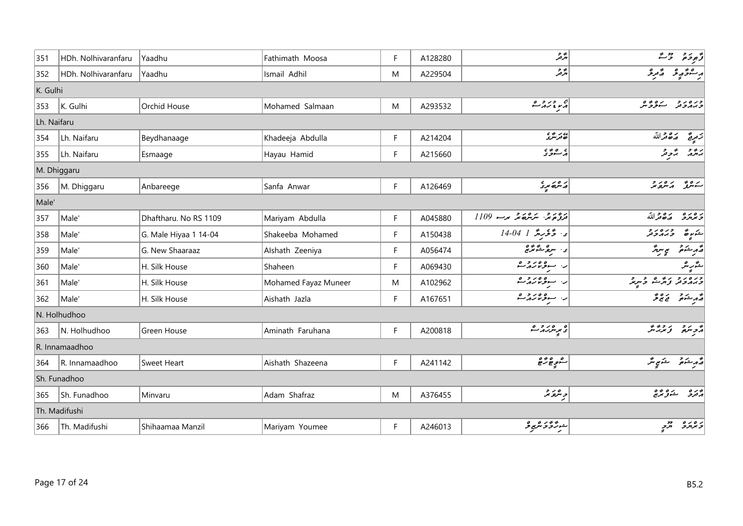| 351 | HDh. Nolhivaranfaru | Yaadhu | Fathimath Moosa | F | A128280 | ޔާދު | ފާތިމަތު މޫސާ |
|---|---|---|---|---|---|---|---|
| 352 | HDh. Nolhivaranfaru | Yaadhu | Ismail Adhil | M | A229504 | ޔާދު | އިސްމާއީލް އާދިލް |
| K. Gulhi | | | | | | | |
| 353 | K. Gulhi | Orchid House | Mohamed Salmaan | M | A293532 | އޯކިޑްހައުސް | މުހައްމަދު ސަލްމާން |
| Lh. Naifaru | | | | | | | |
| 354 | Lh. Naifaru | Beydhanaage | Khadeeja Abdulla | F | A214204 | ބޭދަނާގެ | ޚަދީޖާ އަބްދުﷲ |
| 355 | Lh. Naifaru | Esmaage | Hayau Hamid | F | A215660 | އެސްމާގެ | ހަޔައު ހާމިދު |
| M. Dhiggaru | | | | | | | |
| 356 | M. Dhiggaru | Anbareege | Sanfa Anwar | F | A126469 | އަންބަރީގެ | ސަންފާ އަންވަރު |
| Male' | | | | | | | |
| 357 | Male' | Dhaftharu. No RS 1109 | Mariyam Abdulla | F | A045880 | ދަފްތަރު. ނަންބަރު ރސ 1109 | މަރިޔަމް އަބްދުﷲ |
| 358 | Male' | G. Male Hiyaa 1 14-04 | Shakeeba Mohamed | F | A150438 | ގ. މާލެހިޔާ 1 14-04 | ޝަކީބާ މުހައްމަދު |
| 359 | Male' | G. New Shaaraaz | Alshath Zeeniya | F | A056474 | ގ. ނިއުޝާރާޒް | އަލްޝަތު ޒީނިޔާ |
| 360 | Male' | H. Silk House | Shaheen | F | A069430 | ހ. ސިލްކްހައުސް | ޝާހީން |
| 361 | Male' | H. Silk House | Mohamed Fayaz Muneer | M | A102962 | ހ. ސިލްކްހައުސް | މުހައްމަދު ފައްޔާޒް މުނީރު |
| 362 | Male' | H. Silk House | Aishath Jazla | F | A167651 | ހ. ސިލްކްހައުސް | އާއިޝަތު ޖަޒްލާ |
| N. Holhudhoo | | | | | | | |
| 363 | N. Holhudhoo | Green House | Aminath Faruhana | F | A200818 | ގްރީންހައުސް | އާމިނަތު ފަރުހާނާ |
| R. Innamaadhoo | | | | | | | |
| 364 | R. Innamaadhoo | Sweet Heart | Aishath Shazeena | F | A241142 | ސްވީޓްހާޓް | އާއިޝަތު ޝަޒީނާ |
| Sh. Funadhoo | | | | | | | |
| 365 | Sh. Funadhoo | Minvaru | Adam Shafraz | M | A376455 | މިންވަރު | އާދަމް ޝަފްރާޒް |
| Th. Madifushi | | | | | | | |
| 366 | Th. Madifushi | Shihaamaa Manzil | Mariyam Youmee | F | A246013 | ޝިހާމާމަންޒިލް | މަރިޔަމް ޔޫމީ |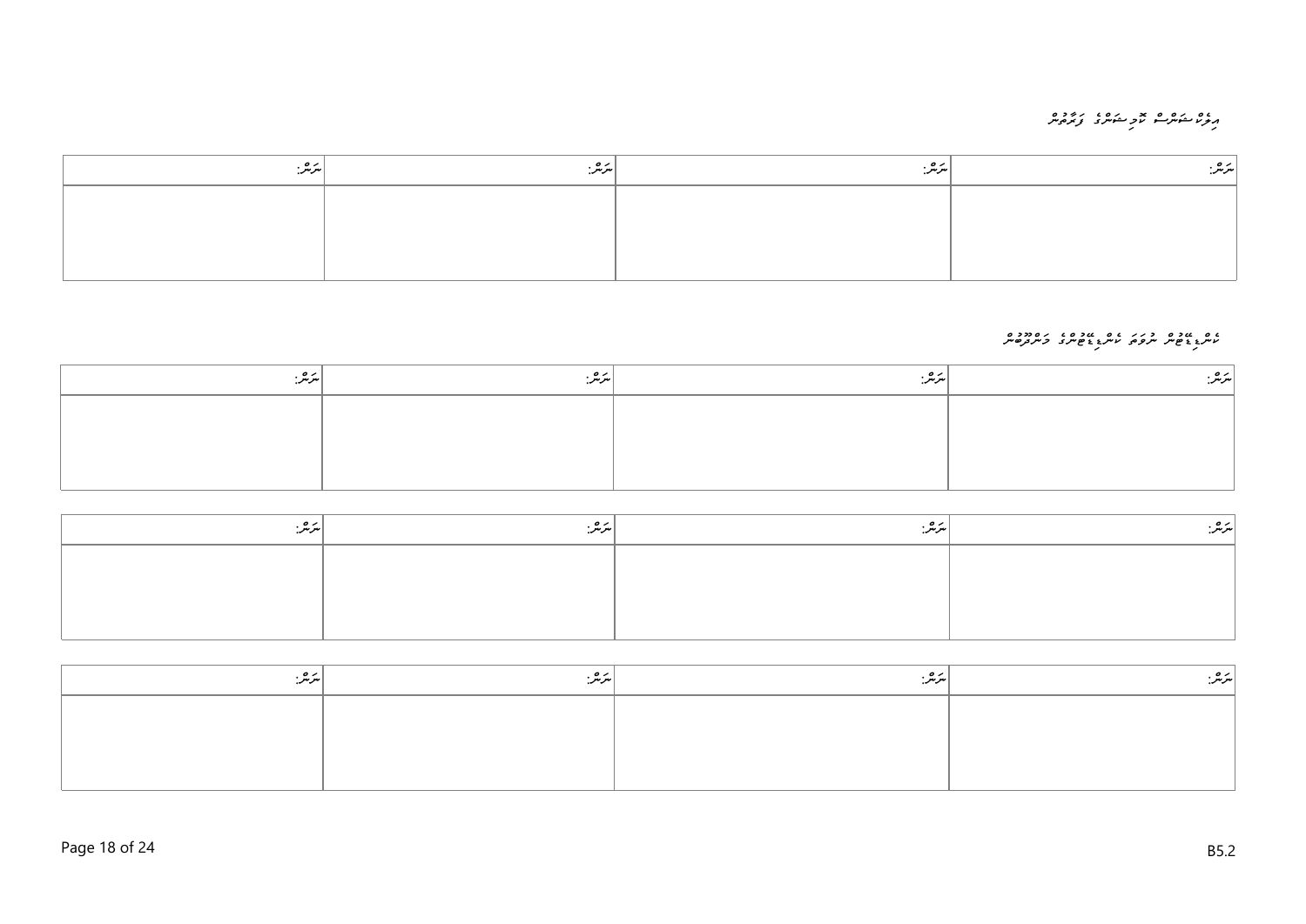# ދިވެހި ސަރުކާރު ފަރާތުން ދަށުކުރެވޭ ލިޔެކިޔުމާއި، އަދި ކަރުދާސްތަކުގެ ފޯމު ތަކުގައި ބޭނުންކުރެވޭ

| ނަން: | ނަން: | ނަން: | ނަން: |
|---|---|---|---|
| | | | |

## އެންޓަރޕްރައިސް ރިޕޯޓް ސިސްޓަމް ބޭނުންކުރާ ފަރާތްތަކުގެ މަޢުލޫމާތު

| ނަން: | ނަން: | ނަން: | ނަން: |
|---|---|---|---|
| | | | |

| ނަން: | ނަން: | ނަން: | ނަން: |
|---|---|---|---|
| | | | |

| ނަން: | ނަން: | ނަން: | ނަން: |
|---|---|---|---|
| | | | |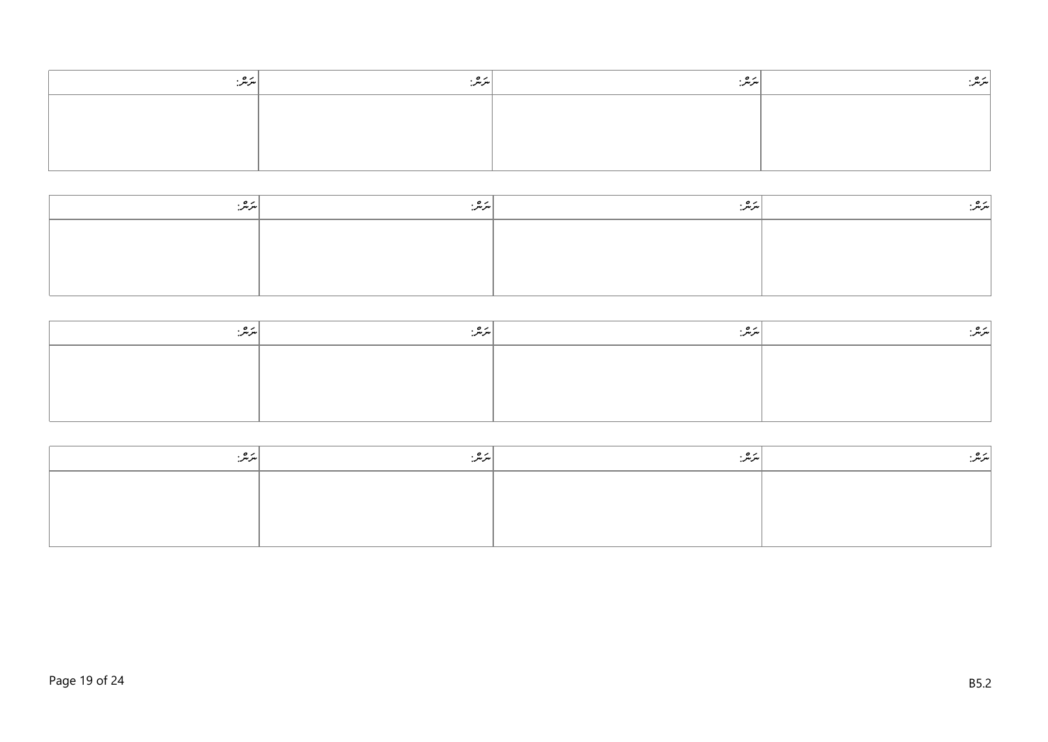| ނަރަށް: | ނަރަށް: | ނަރަށް: | ނަރަށް: |
|---|---|---|---|
| | | | |

| ނަރަށް: | ނަރަށް: | ނަރަށް: | ނަރަށް: |
|---|---|---|---|
| | | | |

| ނަރަށް: | ނަރަށް: | ނަރަށް: | ނަރަށް: |
|---|---|---|---|
| | | | |

| ނަރަށް: | ނަރަށް: | ނަރަށް: | ނަރަށް: |
|---|---|---|---|
| | | | |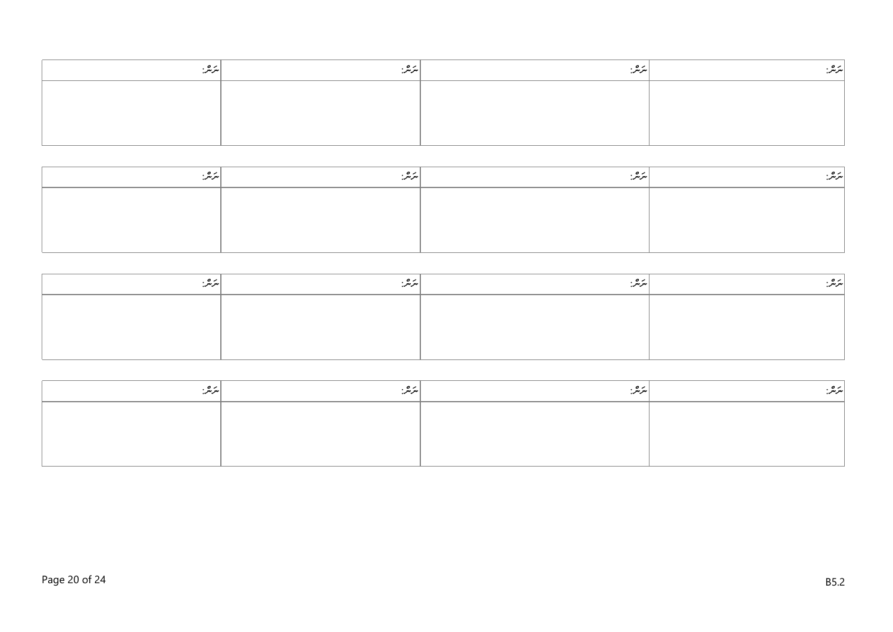| ނަރަނ: | ނަރަނ: | ނަރަނ: | ނަރަނ: |
| --- | --- | --- | --- |
| | | | |

| ނަރަނ: | ނަރަނ: | ނަރަނ: | ނަރަނ: |
| --- | --- | --- | --- |
| | | | |

| ނަރަނ: | ނަރަނ: | ނަރަނ: | ނަރަނ: |
| --- | --- | --- | --- |
| | | | |

| ނަރަނ: | ނަރަނ: | ނަރަނ: | ނަރަނ: |
| --- | --- | --- | --- |
| | | | |

B5.2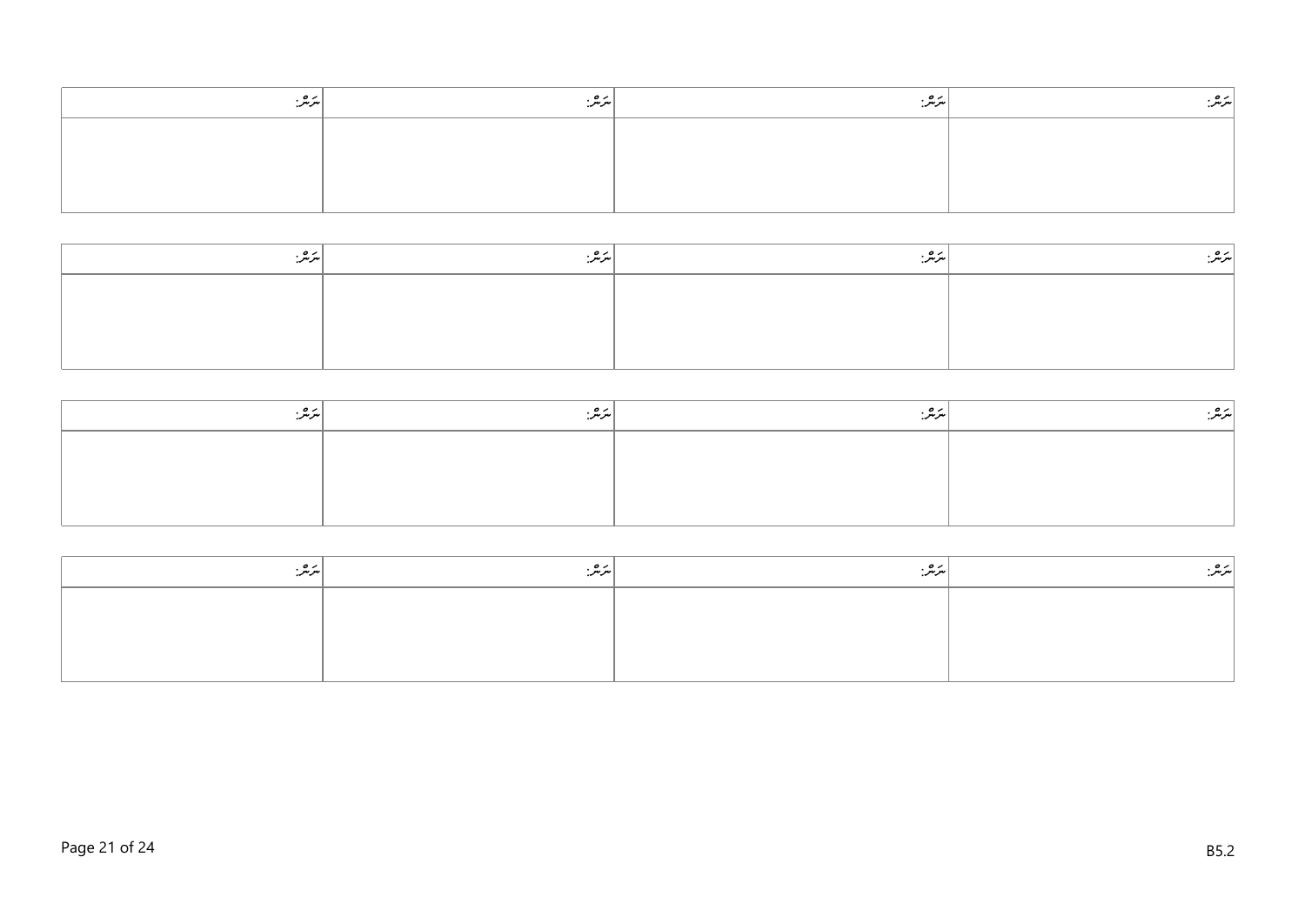| ނަރަދ: | ނަރަދ: | ނަރަދ: | ނަރަދ: |
| --- | --- | --- | --- |
| | | | |

| ނަރަދ: | ނަރަދ: | ނަރަދ: | ނަރަދ: |
| --- | --- | --- | --- |
| | | | |

| ނަރަދ: | ނަރަދ: | ނަރަދ: | ނަރަދ: |
| --- | --- | --- | --- |
| | | | |

| ނަރަދ: | ނަރަދ: | ނަރަދ: | ނަރަދ: |
| --- | --- | --- | --- |
| | | | |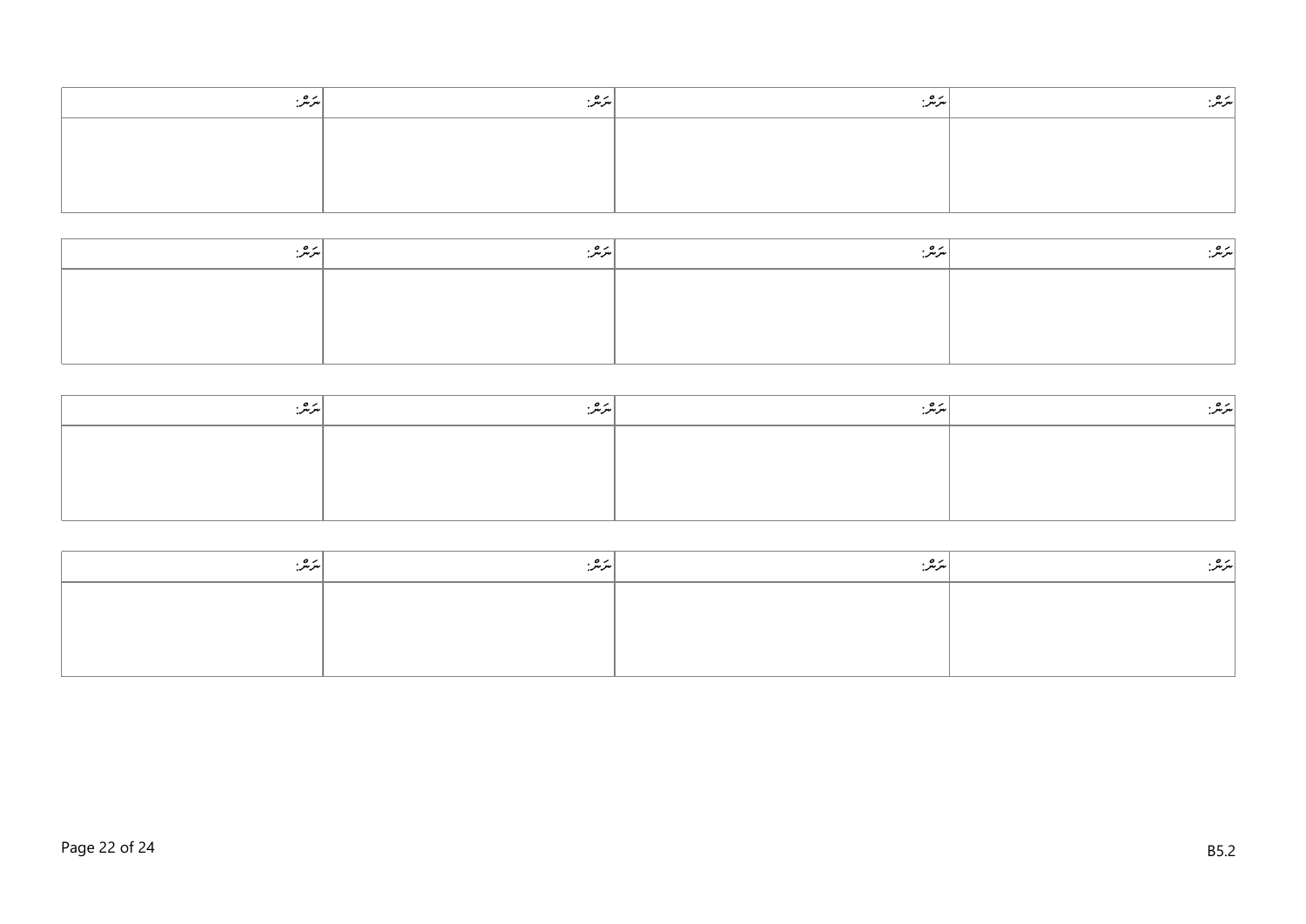| ނަރުދ: | ނަރުދ: | ނަރުދ: | ނަރުދ: |
| --- | --- | --- | --- |
| | | | |

| ނަރުދ: | ނަރުދ: | ނަރުދ: | ނަރުދ: |
| --- | --- | --- | --- |
| | | | |

| ނަރުދ: | ނަރުދ: | ނަރުދ: | ނަރުދ: |
| --- | --- | --- | --- |
| | | | |

| ނަރުދ: | ނަރުދ: | ނަރުދ: | ނަރުދ: |
| --- | --- | --- | --- |
| | | | |

B5.2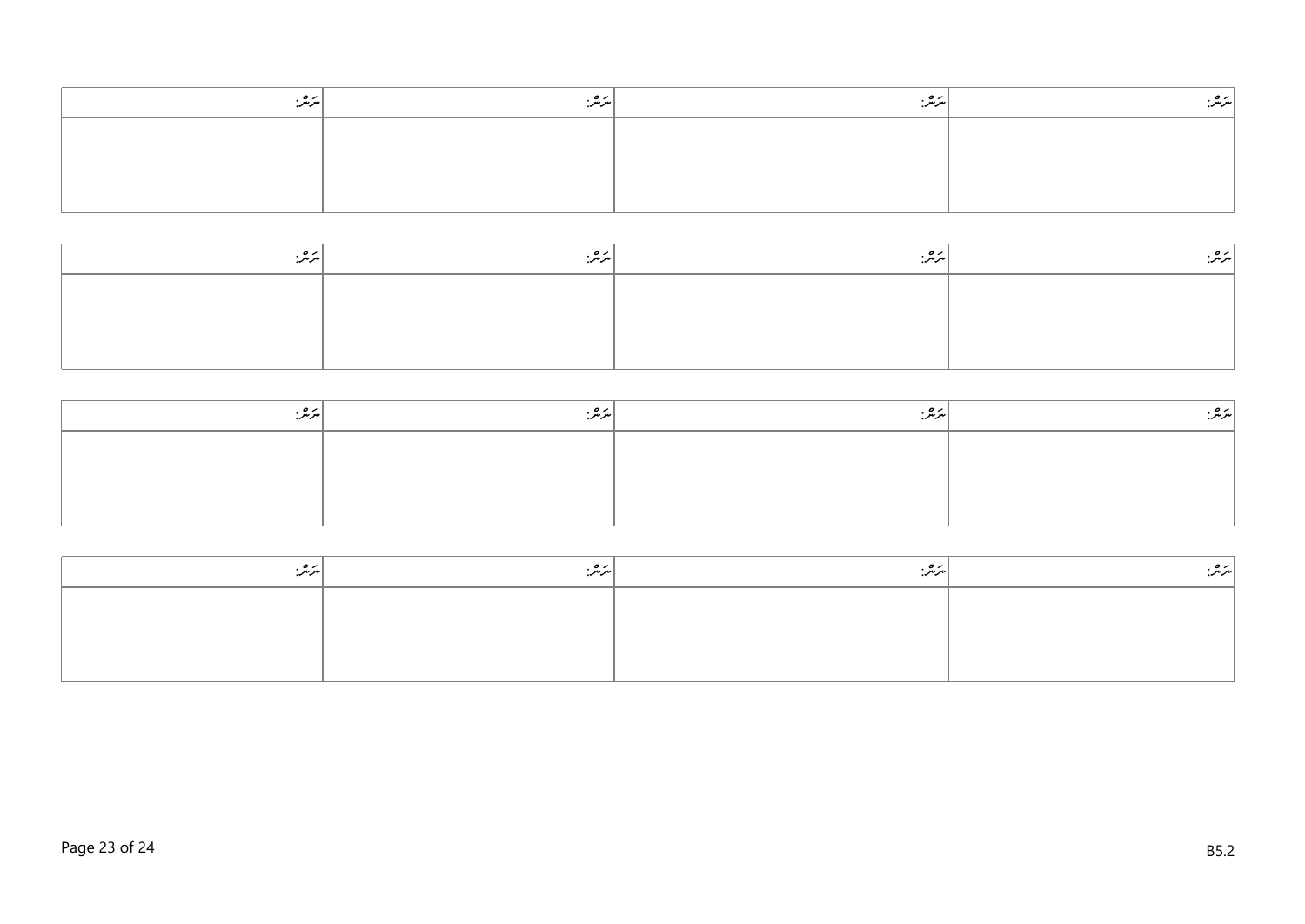| ނަރުދ: | ނަރުދ: | ނަރުދ: | ނަރުދ: |
| --- | --- | --- | --- |
| | | | |

| ނަރުދ: | ނަރުދ: | ނަރުދ: | ނަރުދ: |
| --- | --- | --- | --- |
| | | | |

| ނަރުދ: | ނަރުދ: | ނަރުދ: | ނަރުދ: |
| --- | --- | --- | --- |
| | | | |

| ނަރުދ: | ނަރުދ: | ނަރުދ: | ނަރުދ: |
| --- | --- | --- | --- |
| | | | |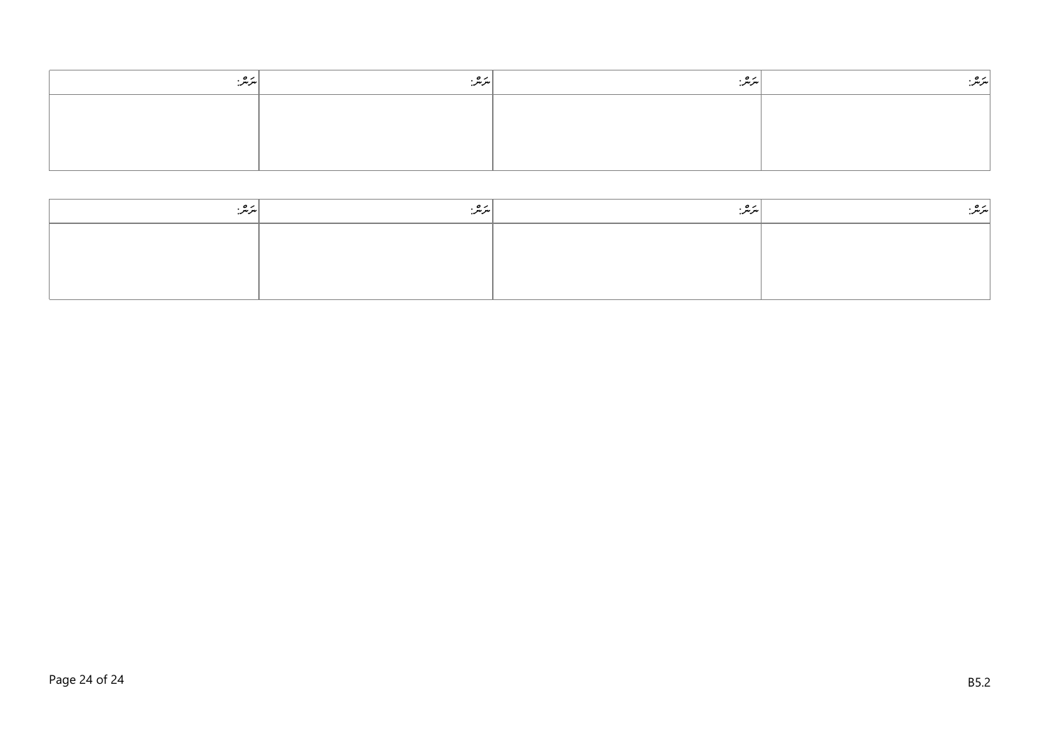| ئ ى ئ | ئ ى ئ | ئ ى ئ | ئ ى ئ |
|---|---|---|---|
| | | | |

| ئ ى ئ | ئ ى ئ | ئ ى ئ | ئ ى ئ |
|---|---|---|---|
| | | | |